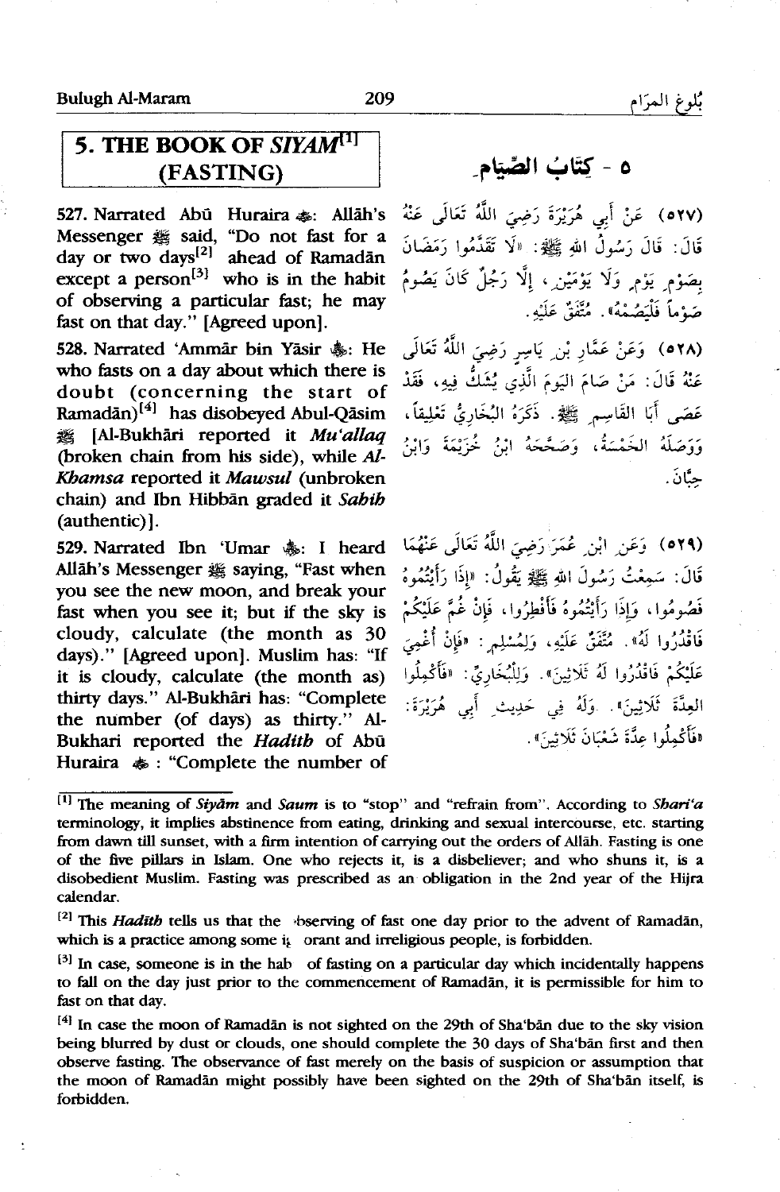# 5. THE BOOK OF *SIYAM*[1] (FASTING)

# ٥ - كِتَابُ الصِّيَامِ

**527.** Narrated Abū Huraira ﷺ: Allāh's Messenger ﷺ said, "Do not fast for a day or two days[2] ahead of Ramadān except a person[3] who is in the habit of observing a particular fast; he may fast on that day." [Agreed upon].

(٥٢٧) عَنْ أَبِي هُرَيْرَةَ رَضِيَ اللَّهُ تَعَالَى عَنْهُ قَالَ: قَالَ رَسُولُ اللهِ ﷺ: «لَا تَقَدَّمُوا رَمَضَانَ بِصَوْمِ يَوْمٍ، وَلَا يَوْمَيْنِ، إِلَّا رَجُلٌ كَانَ يَصُومُ صَوْماً فَلْيَصُمْهُ». مُتَّفَقٌ عَلَيْهِ.

**528.** Narrated 'Ammār bin Yāsir ﷺ: He who fasts on a day about which there is doubt (concerning the start of Ramadān)[4] has disobeyed Abul-Qāsim ﷺ [Al-Bukhāri reported it *Mu'allaq* (broken chain from his side), while *Al-Khamsa* reported it *Mawsul* (unbroken chain) and Ibn Hibbān graded it *Sahih* (authentic)].

(٥٢٨) وَعَنْ عَمَّارِ بْنِ يَاسِرٍ رَضِيَ اللَّهُ تَعَالَى عَنْهُ قَالَ: مَنْ صَامَ اليَوْمَ الَّذِي يُشَكُّ فِيهِ، فَقَدْ عَصَى أَبَا القَاسِمِ ﷺ. ذَكَرَهُ البُخَارِيُّ تَعْلِيقاً، وَوَصَلَهُ الخَمْسَةُ، وَصَحَّحَهُ ابْنُ خُزَيْمَةَ وَابْنُ حِبَّانَ.

**529.** Narrated Ibn 'Umar ﷺ: I heard Allāh's Messenger ﷺ saying, "Fast when you see the new moon, and break your fast when you see it; but if the sky is cloudy, calculate (the month as 30 days)." [Agreed upon]. Muslim has: "If it is cloudy, calculate (the month as) thirty days." Al-Bukhāri has: "Complete the number (of days) as thirty." Al-Bukhari reported the *Hadith* of Abū Huraira ﷺ : "Complete the number of

(٥٢٩) وَعَنِ ابْنِ عُمَرَ رَضِيَ اللَّهُ تَعَالَى عَنْهُمَا قَالَ: سَمِعْتُ رَسُولَ اللهِ ﷺ يَقُولُ: «إِذَا رَأَيْتُمُوهُ فَصُومُوا، وَإِذَا رَأَيْتُمُوهُ فَأَفْطِرُوا، فَإِنْ غُمَّ عَلَيْكُمْ فَاقْدُرُوا لَهُ». مُتَّفَقٌ عَلَيْهِ، وَلِمُسْلِمٍ: «فَإِنْ أُغْمِيَ عَلَيْكُمْ فَاقْدُرُوا لَهُ ثَلَاثِينَ». وَلِلْبُخَارِيِّ: «فَأَكْمِلُوا العِدَّةَ ثَلَاثِينَ». وَلَهُ فِي حَدِيثِ أَبِي هُرَيْرَةَ: «فَأَكْمِلُوا عِدَّةَ شَعْبَانَ ثَلَاثِينَ».

---

[1] The meaning of *Siyām* and *Saum* is to "stop" and "refrain from". According to *Shari'a* terminology, it implies abstinence from eating, drinking and sexual intercourse, etc. starting from dawn till sunset, with a firm intention of carrying out the orders of Allāh. Fasting is one of the five pillars in Islam. One who rejects it, is a disbeliever; and who shuns it, is a disobedient Muslim. Fasting was prescribed as an obligation in the 2nd year of the Hijra calendar.

[2] This *Hadīth* tells us that the observing of fast one day prior to the advent of Ramadān, which is a practice among some ignorant and irreligious people, is forbidden.

[3] In case, someone is in the habit of fasting on a particular day which incidentally happens to fall on the day just prior to the commencement of Ramadān, it is permissible for him to fast on that day.

[4] In case the moon of Ramadān is not sighted on the 29th of Sha'bān due to the sky vision being blurred by dust or clouds, one should complete the 30 days of Sha'bān first and then observe fasting. The observance of fast merely on the basis of suspicion or assumption that the moon of Ramadān might possibly have been sighted on the 29th of Sha'bān itself, is forbidden.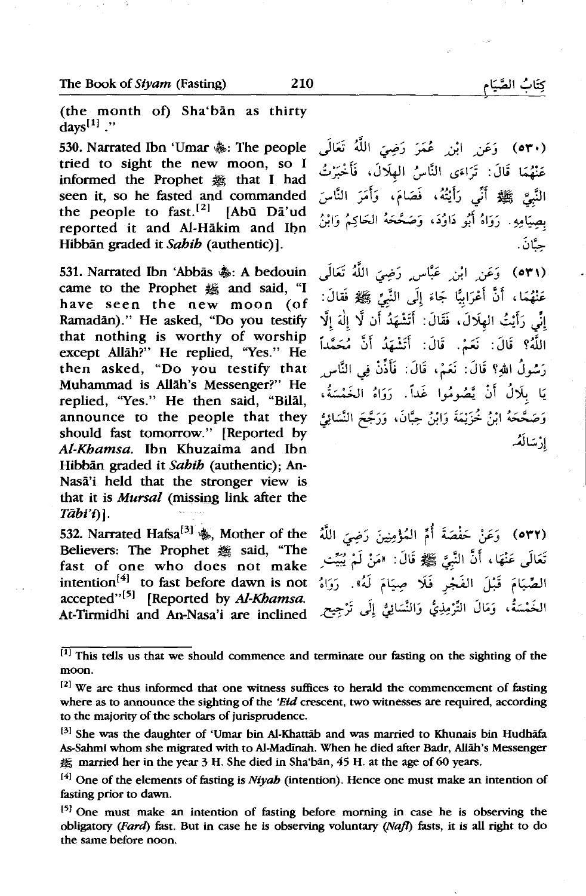(the month of) Sha'bān as thirty days[1] ."

530. Narrated Ibn 'Umar ﷺ: The people tried to sight the new moon, so I informed the Prophet ﷺ that I had seen it, so he fasted and commanded the people to fast.[2] [Abū Dā'ud reported it and Al-Hākim and Ibn Hibbān graded it *Sahih* (authentic)].

(٥٣٠) وَعَنِ ابْنِ عُمَرَ رَضِيَ اللَّهُ تَعَالَى عَنْهُمَا قَالَ: تَرَاءَى النَّاسُ الهِلَالَ، فَأَخْبَرْتُ النَّبِيَّ ﷺ أَنِّي رَأَيْتُهُ، فَصَامَ، وَأَمَرَ النَّاسَ بِصِيَامِهِ. رَوَاهُ أَبُو دَاوُدَ، وَصَحَّحَهُ الحَاكِمُ وَابْنُ حِبَّانَ.

531. Narrated Ibn 'Abbās ﷺ: A bedouin came to the Prophet ﷺ and said, "I have seen the new moon (of Ramadān)." He asked, "Do you testify that nothing is worthy of worship except Allāh?" He replied, "Yes." He then asked, "Do you testify that Muhammad is Allāh's Messenger?" He replied, "Yes." He then said, "Bilāl, announce to the people that they should fast tomorrow." [Reported by *Al-Khamsa*. Ibn Khuzaima and Ibn Hibbān graded it *Sahih* (authentic); An-Nasā'i held that the stronger view is that it is *Mursal* (missing link after the *Tābi'i*)].

(٥٣١) وَعَنِ ابْنِ عَبَّاسٍ رَضِيَ اللَّهُ تَعَالَى عَنْهُمَا، أَنَّ أَعْرَابِيًّا جَاءَ إِلَى النَّبِيِّ ﷺ فَقَالَ: إِنِّي رَأَيْتُ الهِلَالَ، فَقَالَ: أَتَشْهَدُ أَن لَّا إِلَٰهَ إِلَّا اللَّهُ؟ قَالَ: نَعَمْ. قَالَ: أَتَشْهَدُ أَنَّ مُحَمَّداً رَسُولُ اللهِ؟ قَالَ: نَعَمْ، قَالَ: فَأَذِّنْ فِي النَّاسِ يَا بِلَالُ أَنْ يَصُومُوا غَداً. رَوَاهُ الخَمْسَةُ، وَصَحَّحَهُ ابْنُ خُزَيْمَةَ وَابْنُ حِبَّانَ، وَرَجَّحَ النَّسَائِيُّ إِرْسَالَهُ.

532. Narrated Hafsa[3] ﷺ, Mother of the Believers: The Prophet ﷺ said, "The fast of one who does not make intention[4] to fast before dawn is not accepted"[5] [Reported by *Al-Khamsa*. At-Tirmidhi and An-Nasa'i are inclined

(٥٣٢) وَعَنْ حَفْصَةَ أُمِّ المُؤْمِنِينَ رَضِيَ اللَّهُ تَعَالَى عَنْهَا، أَنَّ النَّبِيَّ ﷺ قَالَ: «مَنْ لَمْ يُبَيِّتِ الصِّيَامَ قَبْلَ الفَجْرِ فَلَا صِيَامَ لَهُ». رَوَاهُ الخَمْسَةُ، وَمَالَ التِّرْمِذِيُّ وَالنَّسَائِيُّ إِلَى تَرْجِيحِ

---

[1] This tells us that we should commence and terminate our fasting on the sighting of the moon.

[2] We are thus informed that one witness suffices to herald the commencement of fasting where as to announce the sighting of the *'Eid* crescent, two witnesses are required, according to the majority of the scholars of jurisprudence.

[3] She was the daughter of 'Umar bin Al-Khattāb and was married to Khunais bin Hudhāfa As-Sahmi whom she migrated with to Al-Madinah. When he died after Badr, Allāh's Messenger ﷺ married her in the year 3 H. She died in Sha'bān, 45 H. at the age of 60 years.

[4] One of the elements of fasting is *Niyah* (intention). Hence one must make an intention of fasting prior to dawn.

[5] One must make an intention of fasting before morning in case he is observing the obligatory (*Fard*) fast. But in case he is observing voluntary (*Nafl*) fasts, it is all right to do the same before noon.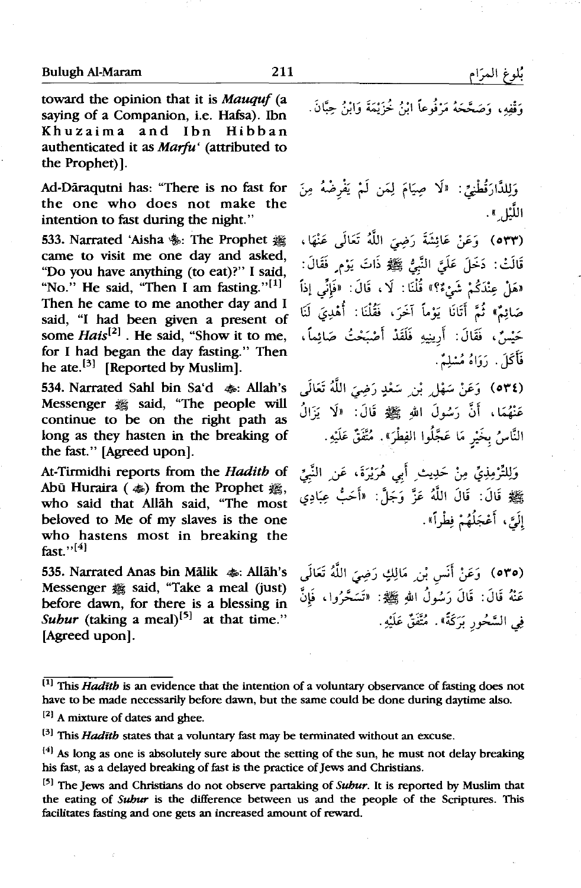toward the opinion that it is *Mauquf* (a saying of a Companion, i.e. Hafsa). Ibn Khuzaima and Ibn Hibban authenticated it as *Marfu'* (attributed to the Prophet)].

وَقْفِهِ، وَصَحَّحَهُ مَرْفُوعاً ابْنُ خُزَيْمَةَ وَابْنُ حِبَّانَ.

Ad-Dāraqutni has: "There is no fast for the one who does not make the intention to fast during the night."

وَلِلدَّارَقُطْنِيِّ: «لَا صِيَامَ لِمَنْ لَمْ يَفْرِضْهُ مِنَ اللَّيْلِ».

533. Narrated 'Aisha: The Prophet ﷺ came to visit me one day and asked, "Do you have anything (to eat)?" I said, "No." He said, "Then I am fasting."[1] Then he came to me another day and I said, "I had been given a present of some *Hais*[2]. He said, "Show it to me, for I had began the day fasting." Then he ate.[3] [Reported by Muslim].

(٥٣٣) وَعَنْ عَائِشَةَ رَضِيَ اللَّهُ تَعَالَى عَنْهَا، قَالَتْ: دَخَلَ عَلَيَّ النَّبِيُّ ﷺ ذَاتَ يَوْمٍ فَقَالَ: «هَلْ عِنْدَكُمْ شَيْءٌ؟» قُلْنَا: لَا، قَالَ: «فَإِنِّي إِذاً صَائِمٌ» ثُمَّ أَتَانَا يَوْماً آخَرَ، فَقُلْنَا: أُهْدِيَ لَنَا حَيْسٌ، فَقَالَ: أَرِينِيهِ فَلَقَدْ أَصْبَحْتُ صَائِماً، فَأَكَلَ. رَوَاهُ مُسْلِمٌ.

534. Narrated Sahl bin Sa'd: Allah's Messenger ﷺ said, "The people will continue to be on the right path as long as they hasten in the breaking of the fast." [Agreed upon].

(٥٣٤) وَعَنْ سَهْلِ بْنِ سَعْدٍ رَضِيَ اللَّهُ تَعَالَى عَنْهُمَا، أَنَّ رَسُولَ اللهِ ﷺ قَالَ: «لَا يَزَالُ النَّاسُ بِخَيْرٍ مَا عَجَّلُوا الفِطْرَ». مُتَّفَقٌ عَلَيْهِ.

At-Tirmidhi reports from the *Hadith* of Abū Huraira from the Prophet ﷺ, who said that Allāh said, "The most beloved to Me of my slaves is the one who hastens most in breaking the fast."[4]

وَلِلتِّرْمِذِيِّ مِنْ حَدِيثِ أَبِي هُرَيْرَةَ، عَنِ النَّبِيِّ ﷺ قَالَ: قَالَ اللَّهُ عَزَّ وَجَلَّ: «أَحَبُّ عِبَادِي إِلَيَّ، أَعْجَلُهُمْ فِطْراً».

535. Narrated Anas bin Mālik: Allāh's Messenger ﷺ said, "Take a meal (just) before dawn, for there is a blessing in *Suhur* (taking a meal)[5] at that time." [Agreed upon].

(٥٣٥) وَعَنْ أَنَسِ بْنِ مَالِكٍ رَضِيَ اللَّهُ تَعَالَى عَنْهُ قَالَ: قَالَ رَسُولُ اللهِ ﷺ: «تَسَحَّرُوا، فَإِنَّ فِي السَّحُورِ بَرَكَةً». مُتَّفَقٌ عَلَيْهِ.

---

[1] This *Hadith* is an evidence that the intention of a voluntary observance of fasting does not have to be made necessarily before dawn, but the same could be done during daytime also.

[2] A mixture of dates and ghee.

[3] This *Hadith* states that a voluntary fast may be terminated without an excuse.

[4] As long as one is absolutely sure about the setting of the sun, he must not delay breaking his fast, as a delayed breaking of fast is the practice of Jews and Christians.

[5] The Jews and Christians do not observe partaking of *Suhur*. It is reported by Muslim that the eating of *Suhur* is the difference between us and the people of the Scriptures. This facilitates fasting and one gets an increased amount of reward.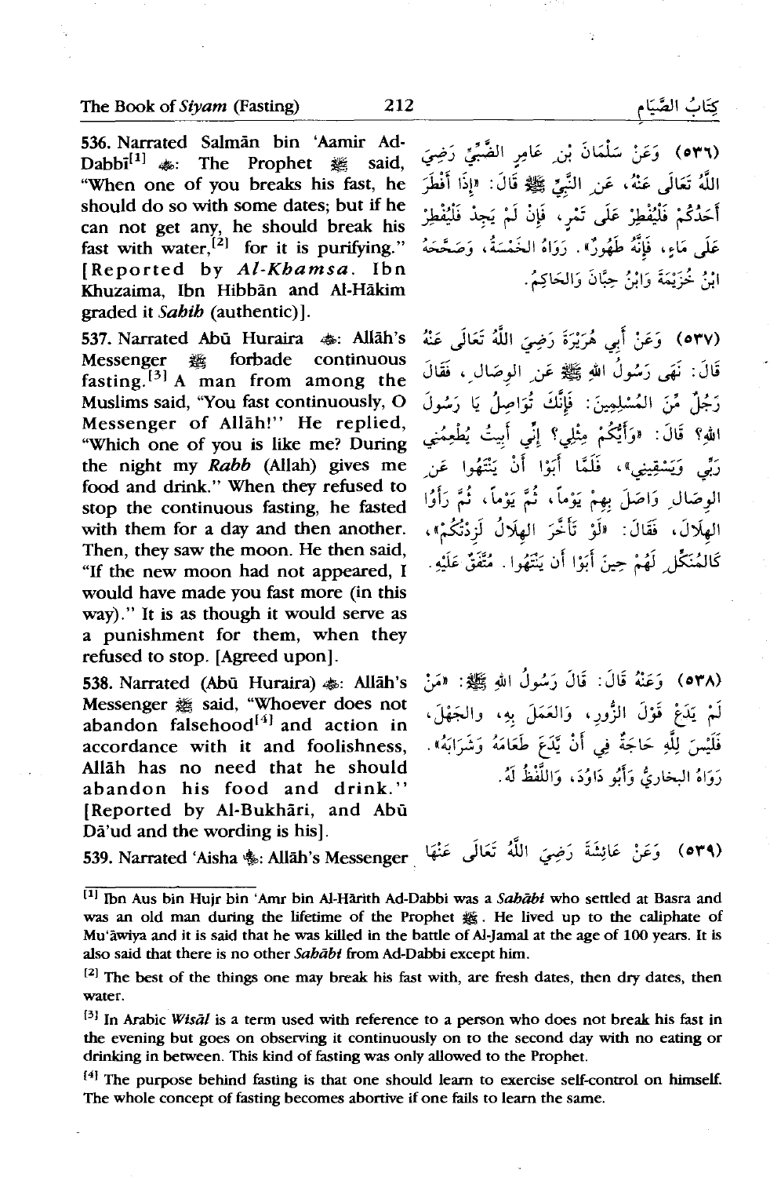536. Narrated Salmān bin 'Aamir Ad-Dabbī[1] ﷺ: The Prophet ﷺ said, "When one of you breaks his fast, he should do so with some dates; but if he can not get any, he should break his fast with water,[2] for it is purifying." [Reported by *Al-Khamsa*. Ibn Khuzaima, Ibn Hibbān and Al-Hākim graded it *Sahih* (authentic)].

(٥٣٦) وَعَنْ سَلْمَانَ بْنِ عَامِرٍ الضَّبِّيِّ رَضِيَ اللَّهُ تَعَالَى عَنْهُ، عَنِ النَّبِيِّ ﷺ قَالَ: «إِذَا أَفْطَرَ أَحَدُكُمْ فَلْيُفْطِرْ عَلَى تَمْرٍ، فَإِنْ لَمْ يَجِدْ فَلْيُفْطِرْ عَلَى مَاءٍ، فَإِنَّهُ طَهُورٌ». رَوَاهُ الخَمْسَةُ، وَصَحَّحَهُ ابْنُ خُزَيْمَةَ وَابْنُ حِبَّانَ وَالحَاكِمُ.

537. Narrated Abū Huraira ﷺ: Allāh's Messenger ﷺ forbade continuous fasting.[3] A man from among the Muslims said, "You fast continuously, O Messenger of Allāh!" He replied, "Which one of you is like me? During the night my *Rabb* (Allah) gives me food and drink." When they refused to stop the continuous fasting, he fasted with them for a day and then another. Then, they saw the moon. He then said, "If the new moon had not appeared, I would have made you fast more (in this way)." It is as though it would serve as a punishment for them, when they refused to stop. [Agreed upon].

(٥٣٧) وَعَنْ أَبِي هُرَيْرَةَ رَضِيَ اللَّهُ تَعَالَى عَنْهُ قَالَ: نَهَى رَسُولُ اللهِ ﷺ عَنِ الوِصَالِ، فَقَالَ رَجُلٌ مِّنَ المُسْلِمِينَ: فَإِنَّكَ تُوَاصِلُ يَا رَسُولَ اللهِ؟ قَالَ: «وَأَيُّكُمْ مِثْلِي؟ إِنِّي أَبِيتُ يُطْعِمُنِي رَبِّي وَيَسْقِينِي»، فَلَمَّا أَبَوْا أَنْ يَنْتَهُوا عَنِ الوِصَالِ وَاصَلَ بِهِمْ يَوْماً، ثُمَّ يَوْماً، ثُمَّ رَأَوُا الهِلَالَ، فَقَالَ: «لَوْ تَأَخَّرَ الهِلَالُ لَزِدْتُكُمْ»، كَالمُنَكِّلِ لَهُمْ حِينَ أَبَوْا أَن يَنْتَهُوا. مُتَّفَقٌ عَلَيْهِ.

538. Narrated (Abū Huraira) ﷺ: Allāh's Messenger ﷺ said, "Whoever does not abandon falsehood[4] and action in accordance with it and foolishness, Allāh has no need that he should abandon his food and drink." [Reported by Al-Bukhāri, and Abū Dā'ud and the wording is his].

(٥٣٨) وَعَنْهُ قَالَ: قَالَ رَسُولُ اللهِ ﷺ: «مَنْ لَمْ يَدَعْ قَوْلَ الزُّورِ، وَالعَمَلَ بِهِ، والجَهْلَ، فَلَيْسَ لِلَّهِ حَاجَةٌ فِي أَنْ يَدَعَ طَعَامَهُ وَشَرَابَهُ». رَوَاهُ البخاريُّ وَأَبُو دَاوُدَ، وَاللَّفْظُ لَهُ.

539. Narrated 'Aisha ﷺ: Allāh's Messenger

(٥٣٩) وَعَنْ عَائِشَةَ رَضِيَ اللَّهُ تَعَالَى عَنْهَا

---

[1] Ibn Aus bin Hujr bin 'Amr bin Al-Hārith Ad-Dabbi was a *Sahābi* who settled at Basra and was an old man during the lifetime of the Prophet ﷺ. He lived up to the caliphate of Mu'āwiya and it is said that he was killed in the battle of Al-Jamal at the age of 100 years. It is also said that there is no other *Sahābi* from Ad-Dabbi except him.

[2] The best of the things one may break his fast with, are fresh dates, then dry dates, then water.

[3] In Arabic *Wisāl* is a term used with reference to a person who does not break his fast in the evening but goes on observing it continuously on to the second day with no eating or drinking in between. This kind of fasting was only allowed to the Prophet.

[4] The purpose behind fasting is that one should learn to exercise self-control on himself. The whole concept of fasting becomes abortive if one fails to learn the same.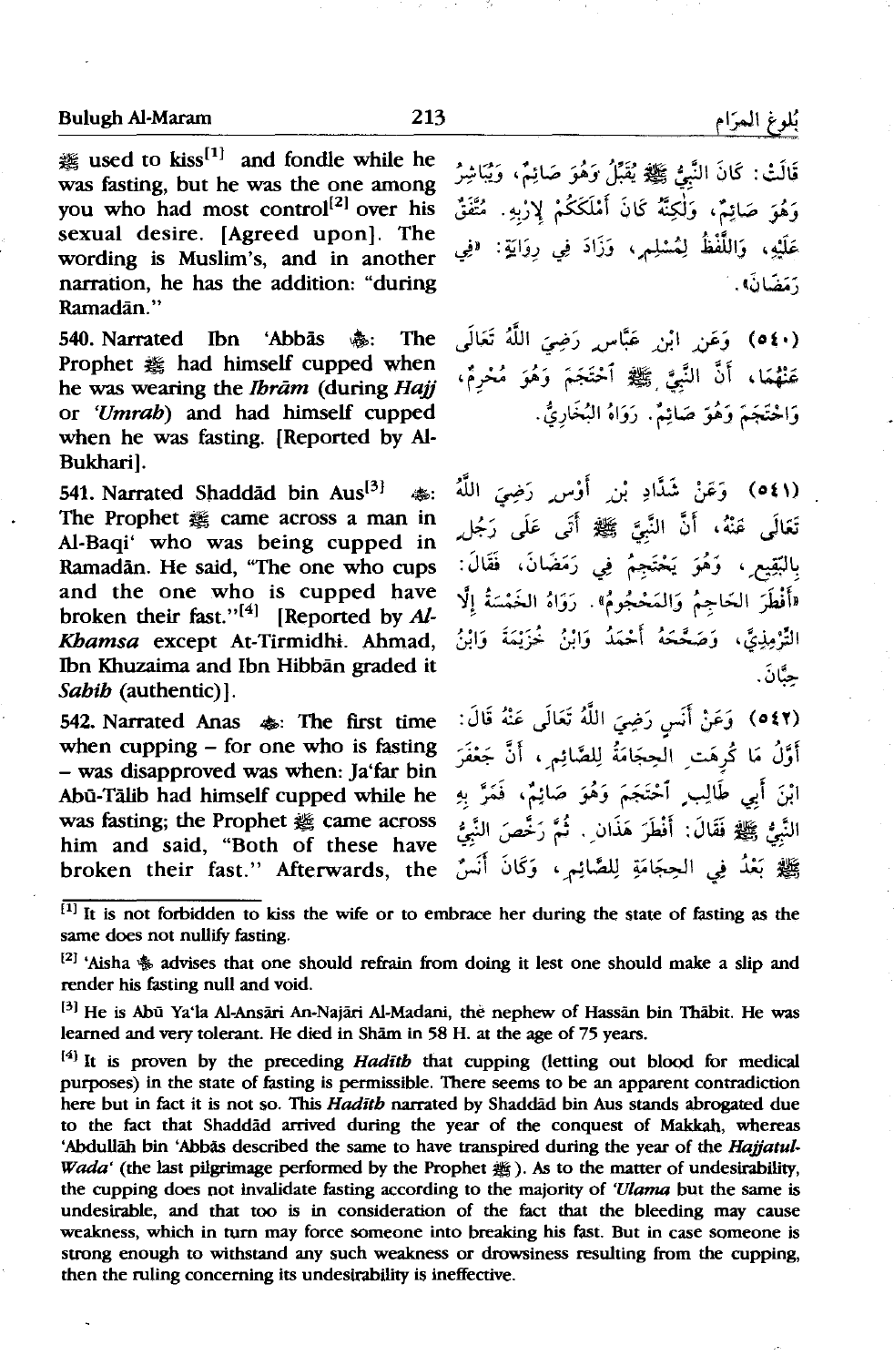ﷺ used to kiss[1] and fondle while he was fasting, but he was the one among you who had most control[2] over his sexual desire. [Agreed upon]. The wording is Muslim's, and in another narration, he has the addition: "during Ramadān."

قَالَتْ: كَانَ النَّبِيُّ ﷺ يُقَبِّلُ وَهُوَ صَائِمٌ، وَيُبَاشِرُ وَهُوَ صَائِمٌ، وَلَكِنَّهُ كَانَ أَمْلَكَكُمْ لِإِرْبِهِ. مُتَّفَقٌ عَلَيْهِ، وَاللَّفْظُ لِمُسْلِمٍ، وَزَادَ فِي رِوَايَةٍ: «فِي رَمَضَانَ».

**540.** Narrated Ibn 'Abbās ؓ: The Prophet ﷺ had himself cupped when he was wearing the *Ihrām* (during *Hajj* or *'Umrah*) and had himself cupped when he was fasting. [Reported by Al-Bukhari].

(٥٤٠) وَعَنِ ابْنِ عَبَّاسٍ رَضِيَ اللَّهُ تَعَالَى عَنْهُمَا، أَنَّ النَّبِيَّ ﷺ احْتَجَمَ وَهُوَ مُحْرِمٌ، وَاحْتَجَمَ وَهُوَ صَائِمٌ. رَوَاهُ الْبُخَارِيُّ.

**541.** Narrated Shaddād bin Aus[3] ؓ: The Prophet ﷺ came across a man in Al-Baqi' who was being cupped in Ramadān. He said, "The one who cups and the one who is cupped have broken their fast."[4] [Reported by *Al-Khamsa* except At-Tirmidhi. Ahmad, Ibn Khuzaima and Ibn Hibbān graded it *Sahih* (authentic)].

(٥٤١) وَعَنْ شَدَّادِ بْنِ أَوْسٍ رَضِيَ اللَّهُ تَعَالَى عَنْهُ، أَنَّ النَّبِيَّ ﷺ أَتَى عَلَى رَجُلٍ بِالْبَقِيعِ، وَهُوَ يَحْتَجِمُ فِي رَمَضَانَ، فَقَالَ: «أَفْطَرَ الْحَاجِمُ وَالْمَحْجُومُ». رَوَاهُ الْخَمْسَةُ إِلَّا التِّرْمِذِيَّ، وَصَحَّحَهُ أَحْمَدُ وَابْنُ خُزَيْمَةَ وَابْنُ حِبَّانَ.

**542.** Narrated Anas ؓ: The first time when cupping – for one who is fasting – was disapproved was when: Ja'far bin Abū-Tālib had himself cupped while he was fasting; the Prophet ﷺ came across him and said, "Both of these have broken their fast." Afterwards, the

(٥٤٢) وَعَنْ أَنَسٍ رَضِيَ اللَّهُ تَعَالَى عَنْهُ قَالَ: أَوَّلُ مَا كُرِهَتِ الْحِجَامَةُ لِلصَّائِمِ، أَنَّ جَعْفَرَ ابْنَ أَبِي طَالِبٍ احْتَجَمَ وَهُوَ صَائِمٌ، فَمَرَّ بِهِ النَّبِيُّ ﷺ فَقَالَ: أَفْطَرَ هٰذَانِ. ثُمَّ رَخَّصَ النَّبِيُّ ﷺ بَعْدُ فِي الْحِجَامَةِ لِلصَّائِمِ، وَكَانَ أَنَسٌ

---

[1] It is not forbidden to kiss the wife or to embrace her during the state of fasting as the same does not nullify fasting.

[2] 'Aisha ؓ advises that one should refrain from doing it lest one should make a slip and render his fasting null and void.

[3] He is Abū Ya'la Al-Ansāri An-Najāri Al-Madani, the nephew of Hassān bin Thābit. He was learned and very tolerant. He died in Shām in 58 H. at the age of 75 years.

[4] It is proven by the preceding *Hadith* that cupping (letting out blood for medical purposes) in the state of fasting is permissible. There seems to be an apparent contradiction here but in fact it is not so. This *Hadith* narrated by Shaddād bin Aus stands abrogated due to the fact that Shaddād arrived during the year of the conquest of Makkah, whereas 'Abdullāh bin 'Abbās described the same to have transpired during the year of the *Hajjatul-Wada'* (the last pilgrimage performed by the Prophet ﷺ). As to the matter of undesirability, the cupping does not invalidate fasting according to the majority of *'Ulama* but the same is undesirable, and that too is in consideration of the fact that the bleeding may cause weakness, which in turn may force someone into breaking his fast. But in case someone is strong enough to withstand any such weakness or drowsiness resulting from the cupping, then the ruling concerning its undesirability is ineffective.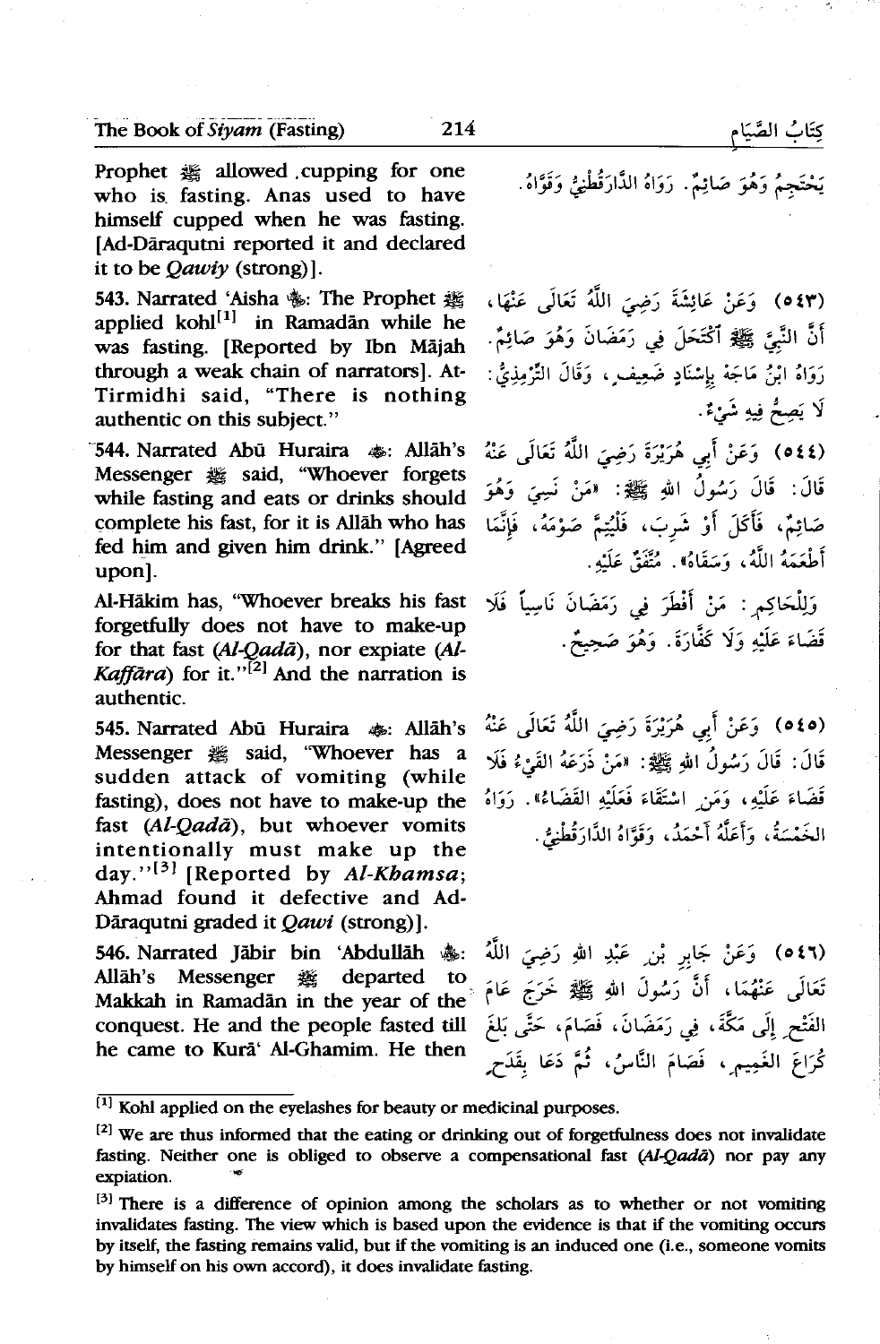Prophet ﷺ allowed cupping for one who is fasting. Anas used to have himself cupped when he was fasting. [Ad-Dāraqutni reported it and declared it to be *Qawiy* (strong)].

يَحْتَجِمُ وَهُوَ صَائِمٌ. رَوَاهُ الدَّارَقُطْنِيُّ وَقَوَّاهُ.

**543.** Narrated 'Aisha ﷺ: The Prophet ﷺ applied kohl[1] in Ramadān while he was fasting. [Reported by Ibn Mājah through a weak chain of narrators]. At-Tirmidhi said, "There is nothing authentic on this subject."

(٥٤٣) وَعَنْ عَائِشَةَ رَضِيَ اللَّهُ تَعَالَى عَنْهَا، أَنَّ النَّبِيَّ ﷺ اكْتَحَلَ فِي رَمَضَانَ وَهُوَ صَائِمٌ. رَوَاهُ ابْنُ مَاجَهْ بِإِسْنَادٍ ضَعِيفٍ، وَقَالَ التِّرْمِذِيُّ: لَا يَصِحُّ فِيهِ شَيْءٌ.

**544.** Narrated Abū Huraira ﷺ: Allāh's Messenger ﷺ said, "Whoever forgets while fasting and eats or drinks should complete his fast, for it is Allāh who has fed him and given him drink." [Agreed upon].

(٥٤٤) وَعَنْ أَبِي هُرَيْرَةَ رَضِيَ اللَّهُ تَعَالَى عَنْهُ قَالَ: قَالَ رَسُولُ اللهِ ﷺ: «مَنْ نَسِيَ وَهُوَ صَائِمٌ، فَأَكَلَ أَوْ شَرِبَ، فَلْيُتِمَّ صَوْمَهُ، فَإِنَّمَا أَطْعَمَهُ اللَّهُ، وَسَقَاهُ». مُتَّفَقٌ عَلَيْهِ.

Al-Hākim has, "Whoever breaks his fast forgetfully does not have to make-up for that fast (*Al-Qadā*), nor expiate (*Al-Kaffāra*) for it."[2] And the narration is authentic.

وَلِلْحَاكِمِ: مَنْ أَفْطَرَ فِي رَمَضَانَ نَاسِياً فَلَا قَضَاءَ عَلَيْهِ وَلَا كَفَّارَةَ. وَهُوَ صَحِيحٌ.

**545.** Narrated Abū Huraira ﷺ: Allāh's Messenger ﷺ said, "Whoever has a sudden attack of vomiting (while fasting), does not have to make-up the fast (*Al-Qadā*), but whoever vomits intentionally must make up the day."[3] [Reported by *Al-Khamsa*; Ahmad found it defective and Ad-Dāraqutni graded it *Qawi* (strong)].

(٥٤٥) وَعَنْ أَبِي هُرَيْرَةَ رَضِيَ اللَّهُ تَعَالَى عَنْهُ قَالَ: قَالَ رَسُولُ اللهِ ﷺ: «مَنْ ذَرَعَهُ القَيْءُ فَلَا قَضَاءَ عَلَيْهِ، وَمَنِ اسْتَقَاءَ فَعَلَيْهِ القَضَاءُ». رَوَاهُ الخَمْسَةُ، وَأَعَلَّهُ أَحْمَدُ، وَقَوَّاهُ الدَّارَقُطْنِيُّ.

**546.** Narrated Jābir bin 'Abdullāh ﷺ: Allāh's Messenger ﷺ departed to Makkah in Ramadān in the year of the conquest. He and the people fasted till he came to Kurā' Al-Ghamim. He then

(٥٤٦) وَعَنْ جَابِرِ بْنِ عَبْدِ اللهِ رَضِيَ اللَّهُ تَعَالَى عَنْهُمَا، أَنَّ رَسُولَ اللهِ ﷺ خَرَجَ عَامَ الفَتْحِ إِلَى مَكَّةَ، فِي رَمَضَانَ، فَصَامَ، حَتَّى بَلَغَ كُرَاعَ الغَمِيمِ، فَصَامَ النَّاسُ، ثُمَّ دَعَا بِقَدَحٍ

---

[1] Kohl applied on the eyelashes for beauty or medicinal purposes.

[2] We are thus informed that the eating or drinking out of forgetfulness does not invalidate fasting. Neither one is obliged to observe a compensational fast (*Al-Qadā*) nor pay any expiation.

[3] There is a difference of opinion among the scholars as to whether or not vomiting invalidates fasting. The view which is based upon the evidence is that if the vomiting occurs by itself, the fasting remains valid, but if the vomiting is an induced one (i.e., someone vomits by himself on his own accord), it does invalidate fasting.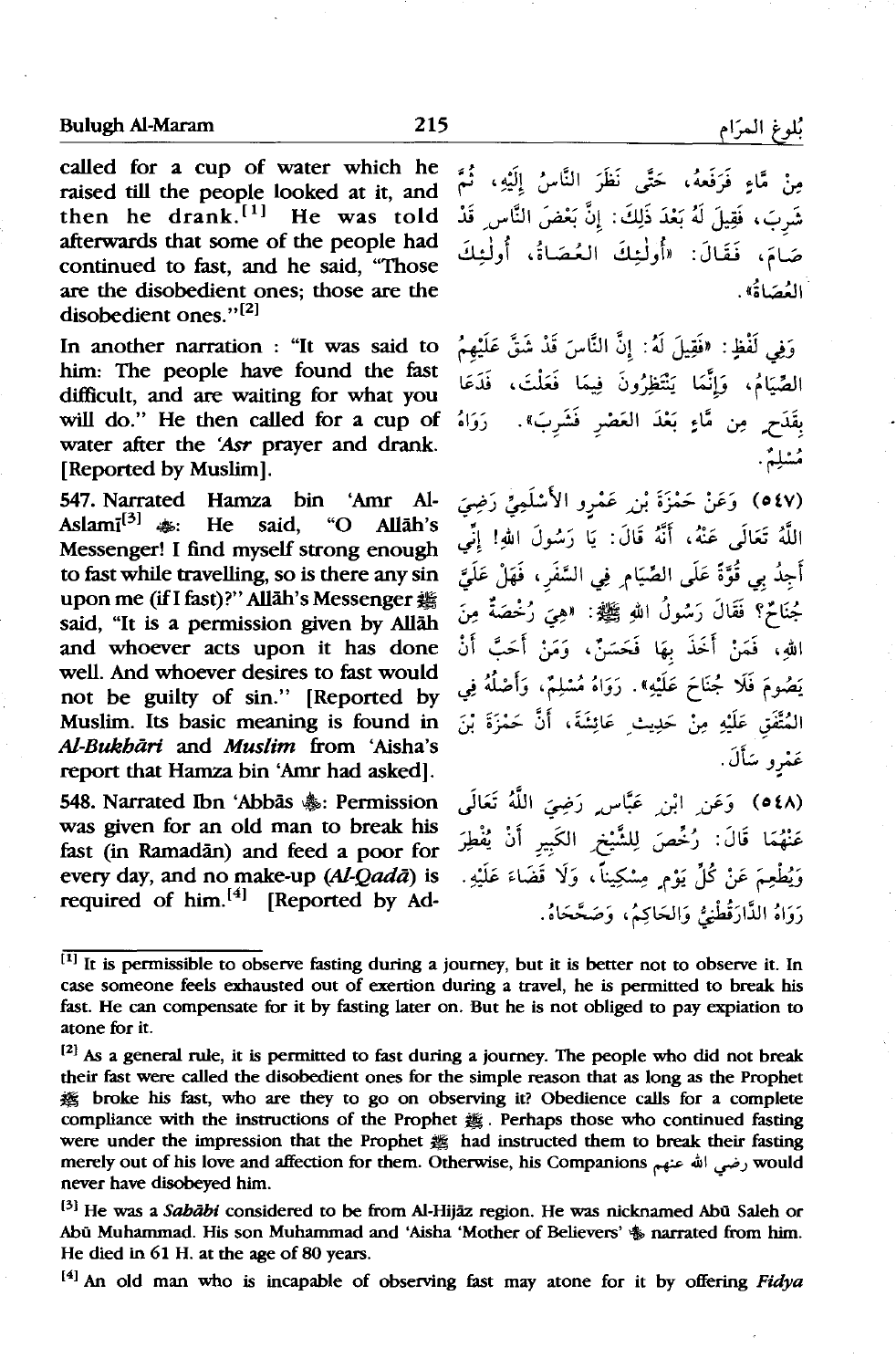called for a cup of water which he raised till the people looked at it, and then he drank.[1] He was told afterwards that some of the people had continued to fast, and he said, "Those are the disobedient ones; those are the disobedient ones."[2]

مِنْ مَّاءٍ فَرَفَعَهُ، حَتَّى نَظَرَ النَّاسُ إِلَيْهِ، ثُمَّ شَرِبَ، فَقِيلَ لَهُ بَعْدَ ذَلِكَ: إِنَّ بَعْضَ النَّاسِ قَدْ صَامَ، فَقَالَ: «أُولٰئِكَ الْعُصَاةُ، أُولٰئِكَ الْعُصَاةُ».

In another narration : "It was said to him: The people have found the fast difficult, and are waiting for what you will do." He then called for a cup of water after the *'Asr* prayer and drank. [Reported by Muslim].

وَفِي لَفْظٍ: «فَقِيلَ لَهُ: إِنَّ النَّاسَ قَدْ شَقَّ عَلَيْهِمُ الصِّيَامُ، وَإِنَّمَا يَنْتَظِرُونَ فِيمَا فَعَلْتَ، فَدَعَا بِقَدَحٍ مِنْ مَّاءٍ بَعْدَ الْعَصْرِ فَشَرِبَ». رَوَاهُ مُسْلِمٌ.

547. Narrated Hamza bin 'Amr Al-Aslamī[3] ﷺ: He said, "O Allāh's Messenger! I find myself strong enough to fast while travelling, so is there any sin upon me (if I fast)?" Allāh's Messenger ﷺ said, "It is a permission given by Allāh and whoever acts upon it has done well. And whoever desires to fast would not be guilty of sin." [Reported by Muslim. Its basic meaning is found in *Al-Bukhāri* and *Muslim* from 'Aisha's report that Hamza bin 'Amr had asked].

(٥٤٧) وَعَنْ حَمْزَةَ بْنِ عَمْرٍو الأَسْلَمِيِّ رَضِيَ اللّٰهُ تَعَالَى عَنْهُ، أَنَّهُ قَالَ: يَا رَسُولَ اللهِ! إِنِّي أَجِدُ بِي قُوَّةً عَلَى الصِّيَامِ فِي السَّفَرِ، فَهَلْ عَلَيَّ جُنَاحٌ؟ فَقَالَ رَسُولُ اللهِ ﷺ: «هِيَ رُخْصَةٌ مِنَ اللهِ، فَمَنْ أَخَذَ بِهَا فَحَسَنٌ، وَمَنْ أَحَبَّ أَنْ يَصُومَ فَلَا جُنَاحَ عَلَيْهِ». رَوَاهُ مُسْلِمٌ، وَأَصْلُهُ فِي الْمُتَّفَقِ عَلَيْهِ مِنْ حَدِيثِ عَائِشَةَ، أَنَّ حَمْزَةَ بْنَ عَمْرٍو سَأَلَ.

548. Narrated Ibn 'Abbās ﷺ: Permission was given for an old man to break his fast (in Ramadān) and feed a poor for every day, and no make-up (*Al-Qadā*) is required of him.[4] [Reported by Ad-

(٥٤٨) وَعَنِ ابْنِ عَبَّاسٍ رَضِيَ اللّٰهُ تَعَالَى عَنْهُمَا قَالَ: رُخِّصَ لِلشَّيْخِ الْكَبِيرِ أَنْ يُفْطِرَ وَيُطْعِمَ عَنْ كُلِّ يَوْمٍ مِسْكِيناً، وَلَا قَضَاءَ عَلَيْهِ. رَوَاهُ الدَّارَقُطْنِيُّ وَالْحَاكِمُ، وَصَحَّحَاهُ.

---

[1] It is permissible to observe fasting during a journey, but it is better not to observe it. In case someone feels exhausted out of exertion during a travel, he is permitted to break his fast. He can compensate for it by fasting later on. But he is not obliged to pay expiation to atone for it.

[2] As a general rule, it is permitted to fast during a journey. The people who did not break their fast were called the disobedient ones for the simple reason that as long as the Prophet ﷺ broke his fast, who are they to go on observing it? Obedience calls for a complete compliance with the instructions of the Prophet ﷺ. Perhaps those who continued fasting were under the impression that the Prophet ﷺ had instructed them to break their fasting merely out of his love and affection for them. Otherwise, his Companions رضي الله عنهم would never have disobeyed him.

[3] He was a *Sabābi* considered to be from Al-Hijāz region. He was nicknamed Abū Saleh or Abū Muhammad. His son Muhammad and 'Aisha 'Mother of Believers' ﷺ narrated from him. He died in 61 H. at the age of 80 years.

[4] An old man who is incapable of observing fast may atone for it by offering *Fidya*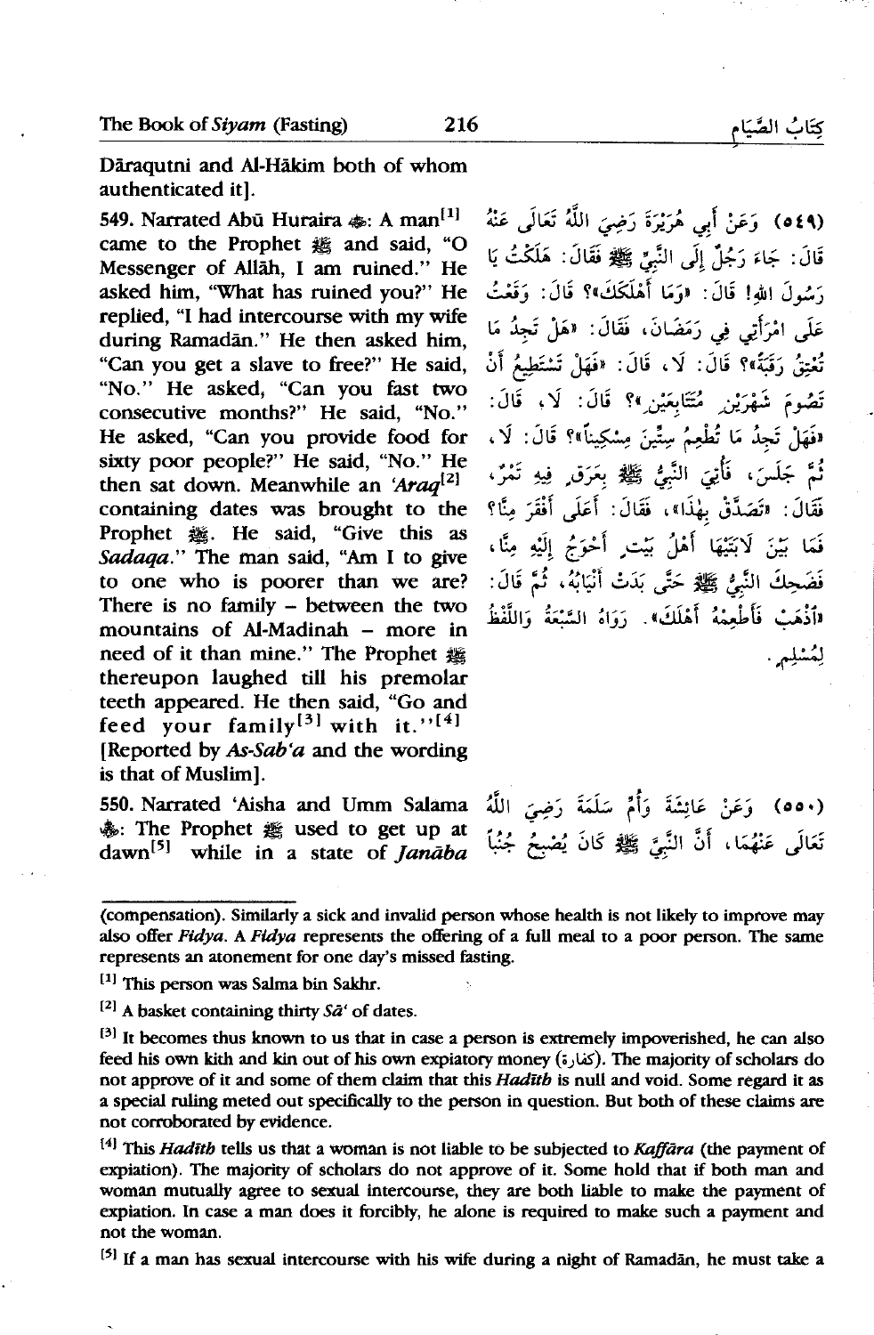Dāraqutni and Al-Hākim both of whom authenticated it].

549. Narrated Abū Huraira ﷺ: A man[1] came to the Prophet ﷺ and said, "O Messenger of Allāh, I am ruined." He asked him, "What has ruined you?" He replied, "I had intercourse with my wife during Ramadān." He then asked him, "Can you get a slave to free?" He said, "No." He asked, "Can you fast two consecutive months?" He said, "No." He asked, "Can you provide food for sixty poor people?" He said, "No." He then sat down. Meanwhile an *'Araq*[2] containing dates was brought to the Prophet ﷺ. He said, "Give this as *Sadaqa*." The man said, "Am I to give to one who is poorer than we are? There is no family – between the two mountains of Al-Madinah – more in need of it than mine." The Prophet ﷺ thereupon laughed till his premolar teeth appeared. He then said, "Go and feed your family[3] with it."[4] [Reported by *As-Sab'a* and the wording is that of Muslim].

(٥٤٩) وَعَنْ أَبِي هُرَيْرَةَ رَضِيَ اللَّهُ تَعَالَى عَنْهُ قَالَ: جَاءَ رَجُلٌ إِلَى النَّبِيِّ ﷺ فَقَالَ: هَلَكْتُ يَا رَسُولَ اللهِ! قَالَ: «وَمَا أَهْلَكَكَ»؟ قَالَ: وَقَعْتُ عَلَى امْرَأَتِي فِي رَمَضَانَ، فَقَالَ: «هَلْ تَجِدُ مَا تُعْتِقُ رَقَبَةً»؟ قَالَ: لَا، قَالَ: «فَهَلْ تَسْتَطِيعُ أَنْ تَصُومَ شَهْرَيْنِ مُتَتَابِعَيْنِ»؟ قَالَ: لَا، قَالَ: «فَهَلْ تَجِدُ مَا تُطْعِمُ سِتِّينَ مِسْكِيناً»؟ قَالَ: لَا، ثُمَّ جَلَسَ، فَأُتِيَ النَّبِيُّ ﷺ بِعَرَقٍ فِيهِ تَمْرٌ، فَقَالَ: «تَصَدَّقْ بِهٰذَا»، فَقَالَ: أَعَلَى أَفْقَرَ مِنَّا؟ فَمَا بَيْنَ لَابَتَيْهَا أَهْلُ بَيْتٍ أَحْوَجُ إِلَيْهِ مِنَّا، فَضَحِكَ النَّبِيُّ ﷺ حَتَّى بَدَتْ أَنْيَابُهُ، ثُمَّ قَالَ: «اذْهَبْ فَأَطْعِمْهُ أَهْلَكَ». رَوَاهُ السَّبْعَةُ وَاللَّفْظُ لِمُسْلِمٍ.

550. Narrated 'Aisha and Umm Salama ﷺ: The Prophet ﷺ used to get up at dawn[5] while in a state of *Janāba*

(٥٥٠) وَعَنْ عَائِشَةَ وَأُمِّ سَلَمَةَ رَضِيَ اللَّهُ تَعَالَى عَنْهُمَا، أَنَّ النَّبِيَّ ﷺ كَانَ يُصْبِحُ جُنُباً

---

(compensation). Similarly a sick and invalid person whose health is not likely to improve may also offer *Fidya*. A *Fidya* represents the offering of a full meal to a poor person. The same represents an atonement for one day's missed fasting.

[1] This person was Salma bin Sakhr.

[2] A basket containing thirty *Sā'* of dates.

[3] It becomes thus known to us that in case a person is extremely impoverished, he can also feed his own kith and kin out of his own expiatory money (كفارة). The majority of scholars do not approve of it and some of them claim that this *Hadīth* is null and void. Some regard it as a special ruling meted out specifically to the person in question. But both of these claims are not corroborated by evidence.

[4] This *Hadīth* tells us that a woman is not liable to be subjected to *Kaffāra* (the payment of expiation). The majority of scholars do not approve of it. Some hold that if both man and woman mutually agree to sexual intercourse, they are both liable to make the payment of expiation. In case a man does it forcibly, he alone is required to make such a payment and not the woman.

[5] If a man has sexual intercourse with his wife during a night of Ramadān, he must take a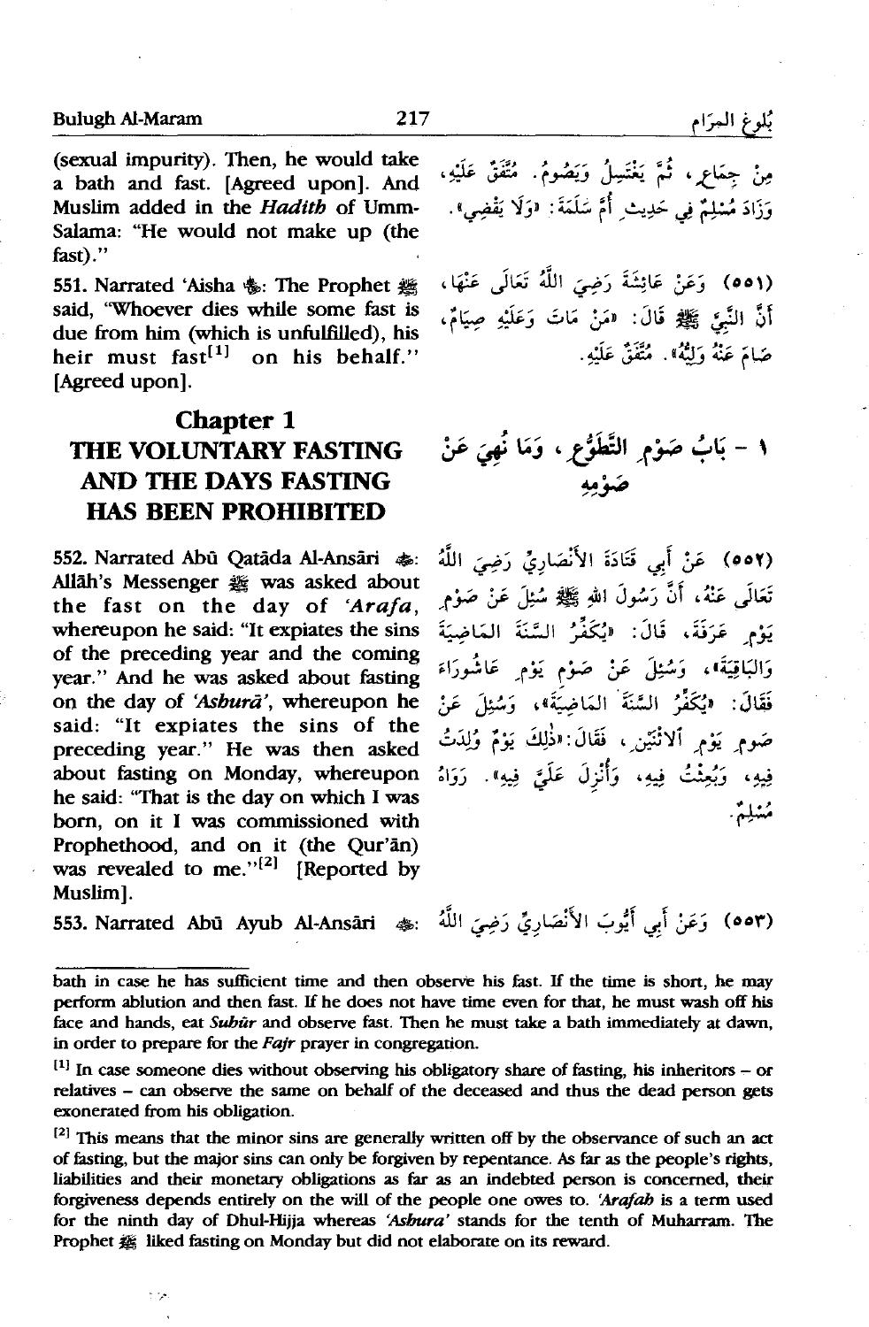(sexual impurity). Then, he would take a bath and fast. [Agreed upon]. And Muslim added in the *Hadith* of Umm-Salama: "He would not make up (the fast)."

مِنْ جِمَاعٍ، ثُمَّ يَغْتَسِلُ وَيَصُومُ. مُتَّفَقٌ عَلَيْهِ، وَزَادَ مُسْلِمٌ فِي حَدِيثِ أُمِّ سَلَمَةَ: «وَلَا يَقْضِي».

551. Narrated 'Aisha ﷺ: The Prophet ﷺ said, "Whoever dies while some fast is due from him (which is unfulfilled), his heir must fast[1] on his behalf." [Agreed upon].

(٥٥١) وَعَنْ عَائِشَةَ رَضِيَ اللَّهُ تَعَالَى عَنْهَا، أَنَّ النَّبِيَّ ﷺ قَالَ: «مَنْ مَاتَ وَعَلَيْهِ صِيَامٌ، صَامَ عَنْهُ وَلِيُّهُ». مُتَّفَقٌ عَلَيْهِ.

## Chapter 1
## THE VOLUNTARY FASTING AND THE DAYS FASTING HAS BEEN PROHIBITED

## ١ - بَابُ صَوْمِ التَّطَوُّعِ، وَمَا نُهِيَ عَنْ صَوْمِهِ

552. Narrated Abū Qatāda Al-Ansāri ﷺ: Allāh's Messenger ﷺ was asked about the fast on the day of *'Arafa*, whereupon he said: "It expiates the sins of the preceding year and the coming year." And he was asked about fasting on the day of *'Asburā'*, whereupon he said: "It expiates the sins of the preceding year." He was then asked about fasting on Monday, whereupon he said: "That is the day on which I was born, on it I was commissioned with Prophethood, and on it (the Qur'ān) was revealed to me."[2] [Reported by Muslim].

(٥٥٢) عَنْ أَبِي قَتَادَةَ الأَنْصَارِيِّ رَضِيَ اللَّهُ تَعَالَى عَنْهُ، أَنَّ رَسُولَ اللهِ ﷺ سُئِلَ عَنْ صَوْمِ يَوْمِ عَرَفَةَ، قَالَ: «يُكَفِّرُ السَّنَةَ المَاضِيَةَ وَالبَاقِيَةَ»، وَسُئِلَ عَنْ صَوْمِ يَوْمِ عَاشُورَاءَ فَقَالَ: «يُكَفِّرُ السَّنَةَ المَاضِيَةَ»، وَسُئِلَ عَنْ صَومِ يَوْمِ الاثْنَيْنِ، فَقَالَ: «ذٰلِكَ يَوْمٌ وُلِدْتُ فِيهِ، وَبُعِثْتُ فِيهِ، وَأُنْزِلَ عَلَيَّ فِيهِ». رَوَاهُ مُسْلِمٌ.

553. Narrated Abū Ayub Al-Ansāri ﷺ:

(٥٥٣) وَعَنْ أَبِي أَيُّوبَ الأَنْصَارِيِّ رَضِيَ اللَّهُ

---

bath in case he has sufficient time and then observe his fast. If the time is short, he may perform ablution and then fast. If he does not have time even for that, he must wash off his face and hands, eat *Suhūr* and observe fast. Then he must take a bath immediately at dawn, in order to prepare for the *Fajr* prayer in congregation.

[1] In case someone dies without observing his obligatory share of fasting, his inheritors – or relatives – can observe the same on behalf of the deceased and thus the dead person gets exonerated from his obligation.

[2] This means that the minor sins are generally written off by the observance of such an act of fasting, but the major sins can only be forgiven by repentance. As far as the people's rights, liabilities and their monetary obligations as far as an indebted person is concerned, their forgiveness depends entirely on the will of the people one owes to. *'Arafah* is a term used for the ninth day of Dhul-Hijja whereas *'Asbura'* stands for the tenth of Muharram. The Prophet ﷺ liked fasting on Monday but did not elaborate on its reward.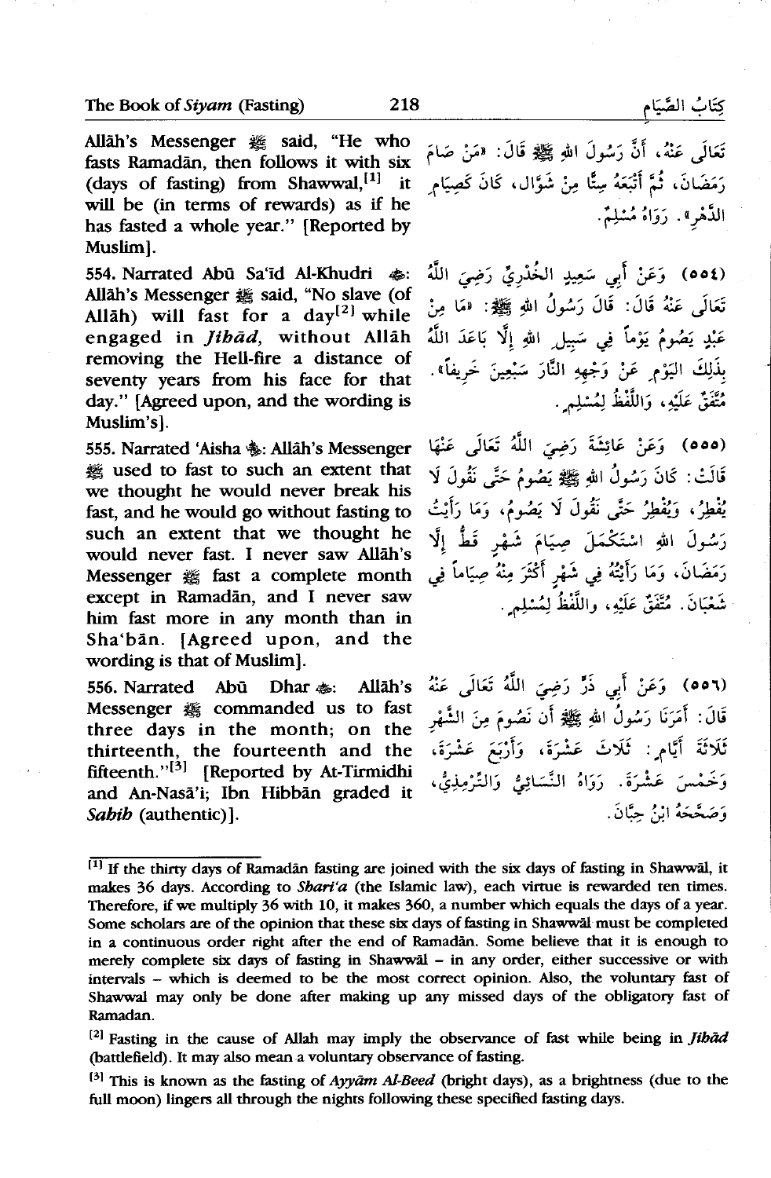Allāh's Messenger ﷺ said, "He who fasts Ramadān, then follows it with six (days of fasting) from Shawwal,[1] it will be (in terms of rewards) as if he has fasted a whole year." [Reported by Muslim].

تَعَالَى عَنْهُ، أَنَّ رَسُولَ اللهِ ﷺ قَالَ: «مَنْ صَامَ رَمَضَانَ، ثُمَّ أَتْبَعَهُ سِتًّا مِنْ شَوَّالٍ، كَانَ كَصِيَامِ الدَّهْرِ». رَوَاهُ مُسْلِمٌ.

554. Narrated Abū Sa'īd Al-Khudri رضي الله عنه: Allāh's Messenger ﷺ said, "No slave (of Allāh) will fast for a day[2] while engaged in *Jihād*, without Allāh removing the Hell-fire a distance of seventy years from his face for that day." [Agreed upon, and the wording is Muslim's].

(٥٥٤) وَعَنْ أَبِي سَعِيدٍ الْخُدْرِيِّ رَضِيَ اللَّهُ تَعَالَى عَنْهُ قَالَ: قَالَ رَسُولُ اللهِ ﷺ: «مَا مِنْ عَبْدٍ يَصُومُ يَوْماً فِي سَبِيلِ اللهِ إِلَّا بَاعَدَ اللَّهُ بِذَلِكَ الْيَوْمِ عَنْ وَجْهِهِ النَّارَ سَبْعِينَ خَرِيفاً». مُتَّفَقٌ عَلَيْهِ، وَاللَّفْظُ لِمُسْلِمٍ.

555. Narrated 'Aisha رضي الله عنها: Allāh's Messenger ﷺ used to fast to such an extent that we thought he would never break his fast, and he would go without fasting to such an extent that we thought he would never fast. I never saw Allāh's Messenger ﷺ fast a complete month except in Ramadān, and I never saw him fast more in any month than in Sha'bān. [Agreed upon, and the wording is that of Muslim].

(٥٥٥) وَعَنْ عَائِشَةَ رَضِيَ اللَّهُ تَعَالَى عَنْهَا قَالَتْ: كَانَ رَسُولُ اللهِ ﷺ يَصُومُ حَتَّى نَقُولَ لَا يُفْطِرُ، وَيُفْطِرُ حَتَّى نَقُولَ لَا يَصُومُ، وَمَا رَأَيْتُ رَسُولَ اللهِ اسْتَكْمَلَ صِيَامَ شَهْرٍ قَطُّ إِلَّا رَمَضَانَ، وَمَا رَأَيْتُهُ فِي شَهْرٍ أَكْثَرَ مِنْهُ صِيَاماً فِي شَعْبَانَ. مُتَّفَقٌ عَلَيْهِ، وَاللَّفْظُ لِمُسْلِمٍ.

556. Narrated Abū Dhar رضي الله عنه: Allāh's Messenger ﷺ commanded us to fast three days in the month; on the thirteenth, the fourteenth and the fifteenth."[3] [Reported by At-Tirmidhi and An-Nasā'i; Ibn Hibbān graded it *Sahih* (authentic)].

(٥٥٦) وَعَنْ أَبِي ذَرٍّ رَضِيَ اللَّهُ تَعَالَى عَنْهُ قَالَ: أَمَرَنَا رَسُولُ اللهِ ﷺ أَن نَصُومَ مِنَ الشَّهْرِ ثَلَاثَةَ أَيَّامٍ: ثَلَاثَ عَشْرَةَ، وَأَرْبَعَ عَشْرَةَ، وَخَمْسَ عَشْرَةَ. رَوَاهُ النَّسَائِيُّ وَالتِّرْمِذِيُّ، وَصَحَّحَهُ ابْنُ حِبَّانَ.

---

[1] If the thirty days of Ramadān fasting are joined with the six days of fasting in Shawwāl, it makes 36 days. According to *Shari'a* (the Islamic law), each virtue is rewarded ten times. Therefore, if we multiply 36 with 10, it makes 360, a number which equals the days of a year. Some scholars are of the opinion that these six days of fasting in Shawwāl must be completed in a continuous order right after the end of Ramadān. Some believe that it is enough to merely complete six days of fasting in Shawwāl – in any order, either successive or with intervals – which is deemed to be the most correct opinion. Also, the voluntary fast of Shawwal may only be done after making up any missed days of the obligatory fast of Ramadan.

[2] Fasting in the cause of Allah may imply the observance of fast while being in *Jihād* (battlefield). It may also mean a voluntary observance of fasting.

[3] This is known as the fasting of *Ayyām Al-Beed* (bright days), as a brightness (due to the full moon) lingers all through the nights following these specified fasting days.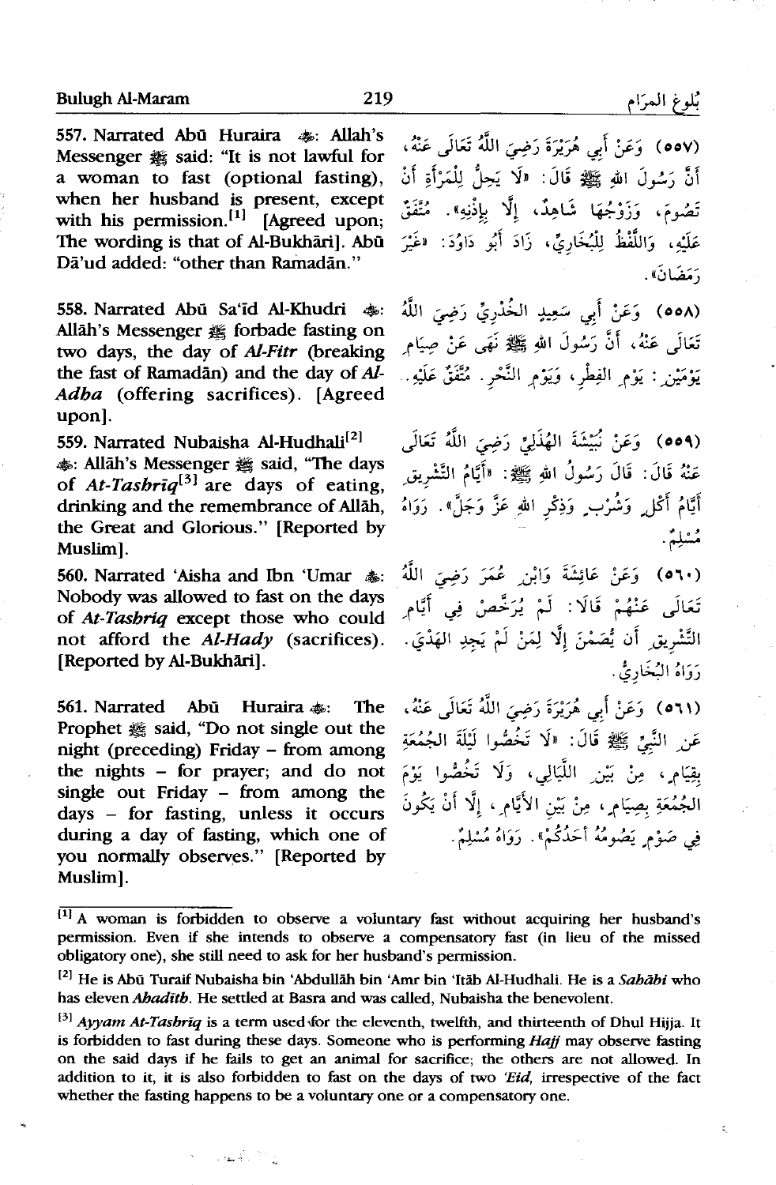557. Narrated Abū Huraira ﷺ: Allah's Messenger ﷺ said: "It is not lawful for a woman to fast (optional fasting), when her husband is present, except with his permission.[1] [Agreed upon; The wording is that of Al-Bukhāri]. Abū Dā'ud added: "other than Ramadān."

(٥٥٧) وَعَنْ أَبِي هُرَيْرَةَ رَضِيَ اللَّهُ تَعَالَى عَنْهُ، أَنَّ رَسُولَ اللهِ ﷺ قَالَ: «لَا يَحِلُّ لِلْمَرْأَةِ أَنْ تَصُومَ، وَزَوْجُهَا شَاهِدٌ، إِلَّا بِإِذْنِهِ». مُتَّفَقٌ عَلَيْهِ، وَاللَّفْظُ لِلْبُخَارِيِّ، زَادَ أَبُو دَاوُدَ: «غَيْرَ رَمَضَانَ».

558. Narrated Abū Sa'īd Al-Khudri ﷺ: Allāh's Messenger ﷺ forbade fasting on two days, the day of *Al-Fitr* (breaking the fast of Ramadān) and the day of *Al-Adha* (offering sacrifices). [Agreed upon].

(٥٥٨) وَعَنْ أَبِي سَعِيدٍ الْخُدْرِيِّ رَضِيَ اللَّهُ تَعَالَى عَنْهُ، أَنَّ رَسُولَ اللهِ ﷺ نَهَى عَنْ صِيَامِ يَوْمَيْنِ: يَوْمِ الفِطْرِ، وَيَوْمِ النَّحْرِ. مُتَّفَقٌ عَلَيْهِ.

559. Narrated Nubaisha Al-Hudhali[2] ﷺ: Allāh's Messenger ﷺ said, "The days of *At-Tashrīq*[3] are days of eating, drinking and the remembrance of Allāh, the Great and Glorious." [Reported by Muslim].

(٥٥٩) وَعَنْ نُبَيْشَةَ الهُذَلِيِّ رَضِيَ اللَّهُ تَعَالَى عَنْهُ قَالَ: قَالَ رَسُولُ اللهِ ﷺ: «أَيَّامُ التَّشْرِيقِ أَيَّامُ أَكْلٍ وَشُرْبٍ وَذِكْرِ اللهِ عَزَّ وَجَلَّ». رَوَاهُ مُسْلِمٌ.

560. Narrated 'Aisha and Ibn 'Umar ﷺ: Nobody was allowed to fast on the days of *At-Tashriq* except those who could not afford the *Al-Hady* (sacrifices). [Reported by Al-Bukhāri].

(٥٦٠) وَعَنْ عَائِشَةَ وَابْنِ عُمَرَ رَضِيَ اللَّهُ تَعَالَى عَنْهُمْ قَالَا: لَمْ يُرَخَّصْ فِي أَيَّامِ التَّشْرِيقِ أَن يُصَمْنَ إِلَّا لِمَنْ لَمْ يَجِدِ الهَدْيَ. رَوَاهُ البُخَارِيُّ.

561. Narrated Abū Huraira ﷺ: The Prophet ﷺ said, "Do not single out the night (preceding) Friday – from among the nights – for prayer; and do not single out Friday – from among the days – for fasting, unless it occurs during a day of fasting, which one of you normally observes." [Reported by Muslim].

(٥٦١) وَعَنْ أَبِي هُرَيْرَةَ رَضِيَ اللَّهُ تَعَالَى عَنْهُ، عَنِ النَّبِيِّ ﷺ قَالَ: «لَا تَخُصُّوا لَيْلَةَ الجُمُعَةِ بِقِيَامٍ، مِنْ بَيْنِ اللَّيَالِي، وَلَا تَخُصُّوا يَوْمَ الجُمُعَةِ بِصِيَامٍ، مِنْ بَيْنِ الأَيَّامِ، إِلَّا أَنْ يَكُونَ فِي صَوْمٍ يَصُومُهُ أَحَدُكُمْ». رَوَاهُ مُسْلِمٌ.

---

[1] A woman is forbidden to observe a voluntary fast without acquiring her husband's permission. Even if she intends to observe a compensatory fast (in lieu of the missed obligatory one), she still need to ask for her husband's permission.

[2] He is Abū Turaif Nubaisha bin 'Abdullāh bin 'Amr bin 'Itāb Al-Hudhali. He is a *Sahābi* who has eleven *Ahadīth*. He settled at Basra and was called, Nubaisha the benevolent.

[3] *Ayyam At-Tashrīq* is a term used for the eleventh, twelfth, and thirteenth of Dhul Hijja. It is forbidden to fast during these days. Someone who is performing *Hajj* may observe fasting on the said days if he fails to get an animal for sacrifice; the others are not allowed. In addition to it, it is also forbidden to fast on the days of two *'Eid*, irrespective of the fact whether the fasting happens to be a voluntary one or a compensatory one.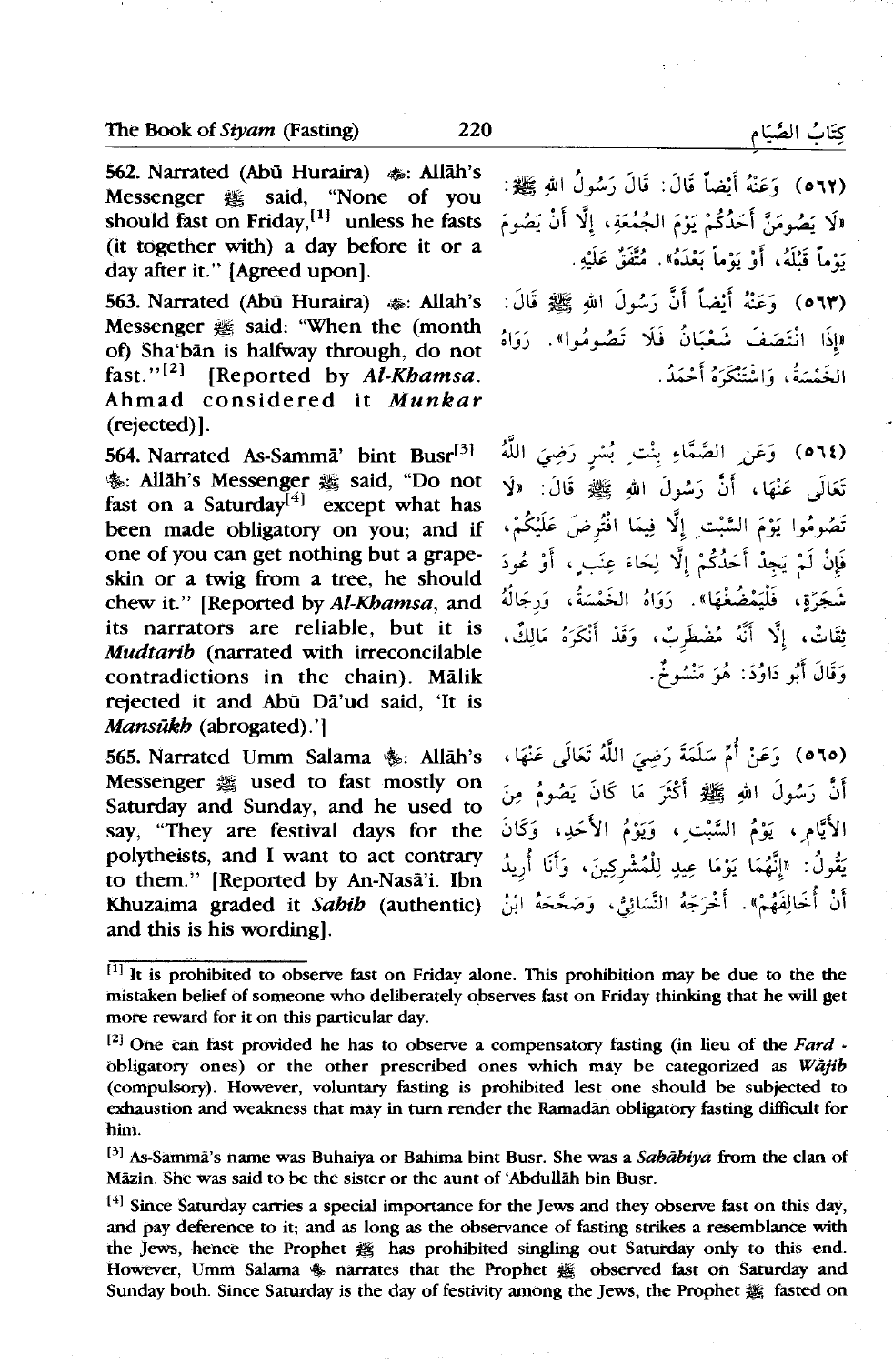562. Narrated (Abū Huraira) ﷺ: Allāh's Messenger ﷺ said, "None of you should fast on Friday,[1] unless he fasts (it together with) a day before it or a day after it." [Agreed upon].

(٥٦٢) وَعَنْهُ أَيْضاً قَالَ: قَالَ رَسُولُ اللهِ ﷺ: «لَا يَصُومَنَّ أَحَدُكُمْ يَوْمَ الْجُمُعَةِ، إِلَّا أَنْ يَصُومَ يَوْماً قَبْلَهُ، أَوْ يَوْماً بَعْدَهُ». مُتَّفَقٌ عَلَيْهِ.

563. Narrated (Abū Huraira) ﷺ: Allah's Messenger ﷺ said: "When the (month of) Sha'bān is halfway through, do not fast."[2] [Reported by *Al-Khamsa*. Ahmad considered it ***Munkar*** (rejected)].

(٥٦٣) وَعَنْهُ أَيْضاً أَنَّ رَسُولَ اللهِ ﷺ قَالَ: «إِذَا انْتَصَفَ شَعْبَانُ فَلَا تَصُومُوا». رَوَاهُ الْخَمْسَةُ، وَاسْتَنْكَرَهُ أَحْمَدُ.

564. Narrated As-Sammā' bint Busr[3] ﷺ: Allāh's Messenger ﷺ said, "Do not fast on a Saturday[4] except what has been made obligatory on you; and if one of you can get nothing but a grape-skin or a twig from a tree, he should chew it." [Reported by *Al-Khamsa*, and its narrators are reliable, but it is ***Mudtarib*** (narrated with irreconcilable contradictions in the chain). Mālik rejected it and Abū Dā'ud said, 'It is ***Mansūkh*** (abrogated).']

(٥٦٤) وَعَنِ الصَّمَّاءِ بِنْتِ بُسْرٍ رَضِيَ اللَّهُ تَعَالَى عَنْهَا، أَنَّ رَسُولَ اللهِ ﷺ قَالَ: «لَا تَصُومُوا يَوْمَ السَّبْتِ إِلَّا فِيمَا افْتُرِضَ عَلَيْكُمْ، فَإِنْ لَمْ يَجِدْ أَحَدُكُمْ إِلَّا لِحَاءَ عِنَبٍ، أَوْ عُودَ شَجَرَةٍ، فَلْيَمْضُغْهَا». رَوَاهُ الْخَمْسَةُ، وَرِجَالُهُ ثِقَاتٌ، إِلَّا أَنَّهُ مُضْطَرِبٌ، وَقَدْ أَنْكَرَهُ مَالِكٌ، وَقَالَ أَبُو دَاوُدَ: هُوَ مَنْسُوخٌ.

565. Narrated Umm Salama ﷺ: Allāh's Messenger ﷺ used to fast mostly on Saturday and Sunday, and he used to say, "They are festival days for the polytheists, and I want to act contrary to them." [Reported by An-Nasā'i. Ibn Khuzaima graded it ***Sahih*** (authentic) and this is his wording].

(٥٦٥) وَعَنْ أُمِّ سَلَمَةَ رَضِيَ اللَّهُ تَعَالَى عَنْهَا، أَنَّ رَسُولَ اللهِ ﷺ أَكْثَرَ مَا كَانَ يَصُومُ مِنَ الْأَيَّامِ، يَوْمُ السَّبْتِ، وَيَوْمُ الْأَحَدِ، وَكَانَ يَقُولُ: «إِنَّهُمَا يَوْمَا عِيدٍ لِلْمُشْرِكِينَ، وَأَنَا أُرِيدُ أَنْ أُخَالِفَهُمْ». أَخْرَجَهُ النَّسَائِيُّ، وَصَحَّحَهُ ابْنُ

---

[1] It is prohibited to observe fast on Friday alone. This prohibition may be due to the the mistaken belief of someone who deliberately observes fast on Friday thinking that he will get more reward for it on this particular day.

[2] One can fast provided he has to observe a compensatory fasting (in lieu of the *Fard* - obligatory ones) or the other prescribed ones which may be categorized as *Wājib* (compulsory). However, voluntary fasting is prohibited lest one should be subjected to exhaustion and weakness that may in turn render the Ramadān obligatory fasting difficult for him.

[3] As-Sammā's name was Buhaiya or Bahima bint Busr. She was a *Sahābiya* from the clan of Māzin. She was said to be the sister or the aunt of 'Abdullāh bin Busr.

[4] Since Saturday carries a special importance for the Jews and they observe fast on this day, and pay deference to it; and as long as the observance of fasting strikes a resemblance with the Jews, hence the Prophet ﷺ has prohibited singling out Saturday only to this end. However, Umm Salama ﷺ narrates that the Prophet ﷺ observed fast on Saturday and Sunday both. Since Saturday is the day of festivity among the Jews, the Prophet ﷺ fasted on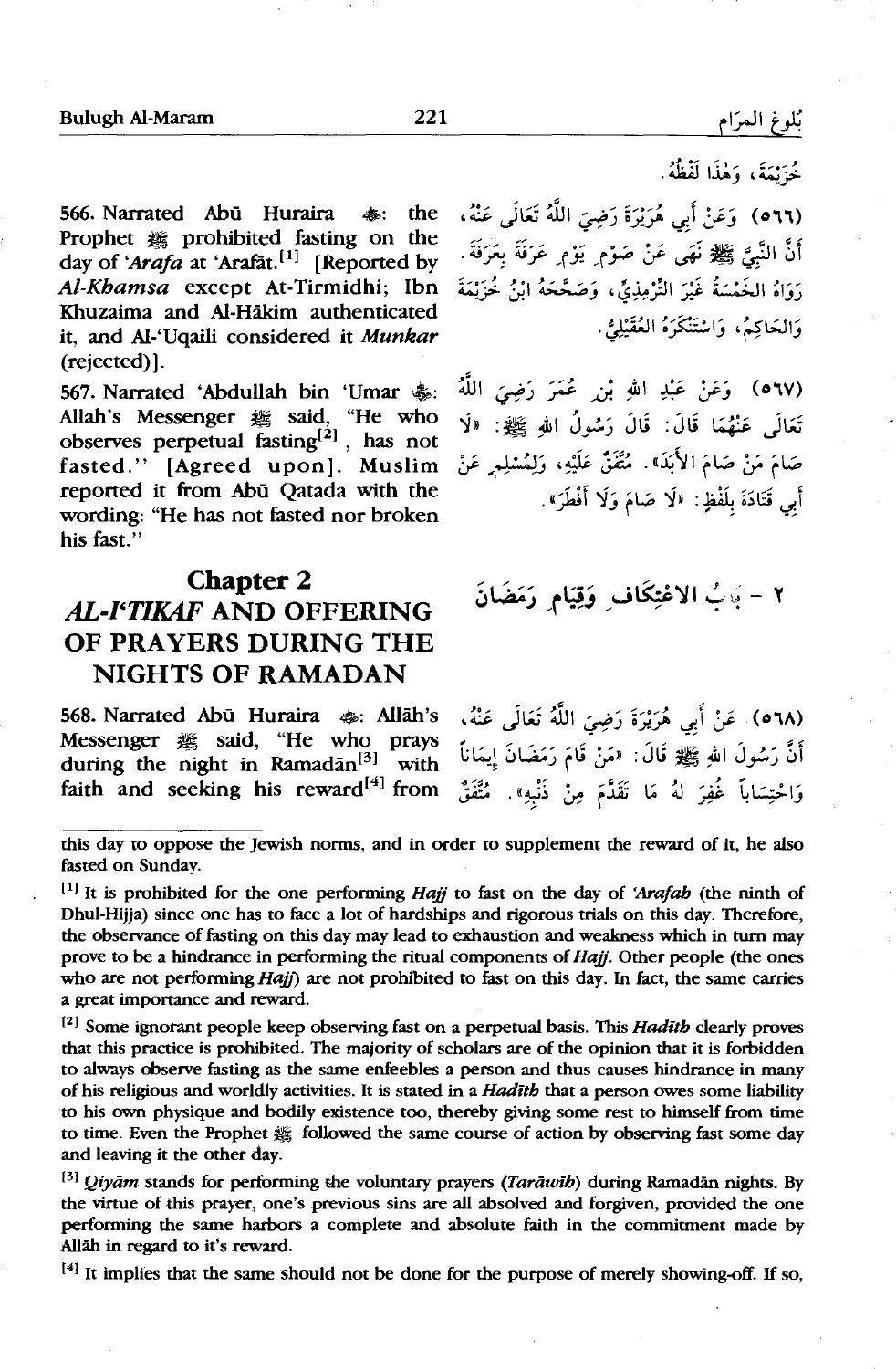خُزَيْمَةَ، وَهٰذَا لَفْظُهُ.

566. Narrated Abū Huraira ﷺ: the Prophet ﷺ prohibited fasting on the day of *'Arafa* at 'Arafāt.[1] [Reported by *Al-Khamsa* except At-Tirmidhi; Ibn Khuzaima and Al-Hākim authenticated it, and Al-'Uqaili considered it *Munkar* (rejected)].

(٥٦٦) وَعَنْ أَبِي هُرَيْرَةَ رَضِيَ اللّٰهُ تَعَالَى عَنْهُ، أَنَّ النَّبِيَّ ﷺ نَهَى عَنْ صَوْمِ يَوْمِ عَرَفَةَ بِعَرَفَةَ. رَوَاهُ الْخَمْسَةُ غَيْرَ التِّرْمِذِيِّ، وَصَحَّحَهُ ابْنُ خُزَيْمَةَ وَالْحَاكِمُ، وَاسْتَنْكَرَهُ الْعُقَيْلِيُّ.

567. Narrated 'Abdullah bin 'Umar ﷺ: Allah's Messenger ﷺ said, "He who observes perpetual fasting[2], has not fasted." [Agreed upon]. Muslim reported it from Abū Qatada with the wording: "He has not fasted nor broken his fast."

(٥٦٧) وَعَنْ عَبْدِ اللهِ بْنِ عُمَرَ رَضِيَ اللّٰهُ تَعَالَى عَنْهُمَا قَالَ: قَالَ رَسُولُ اللهِ ﷺ: «لَا صَامَ مَنْ صَامَ الأَبَدَ». مُتَّفَقٌ عَلَيْهِ، وَلِمُسْلِمٍ عَنْ أَبِي قَتَادَةَ بِلَفْظِ: «لَا صَامَ وَلَا أَفْطَرَ».

## Chapter 2
## *AL-I'TIKAF* AND OFFERING OF PRAYERS DURING THE NIGHTS OF RAMADAN

## ٢ - بَابُ الاعْتِكَافِ وَقِيَامِ رَمَضَانَ

568. Narrated Abū Huraira ﷺ: Allāh's Messenger ﷺ said, "He who prays during the night in Ramadān[3] with faith and seeking his reward[4] from

(٥٦٨) عَنْ أَبِي هُرَيْرَةَ رَضِيَ اللّٰهُ تَعَالَى عَنْهُ، أَنَّ رَسُولَ اللهِ ﷺ قَالَ: «مَنْ قَامَ رَمَضَانَ إِيمَانًا وَاحْتِسَابًا غُفِرَ لَهُ مَا تَقَدَّمَ مِنْ ذَنْبِهِ». مُتَّفَقٌ

---

this day to oppose the Jewish norms, and in order to supplement the reward of it, he also fasted on Sunday.

[1] It is prohibited for the one performing *Hajj* to fast on the day of *'Arafah* (the ninth of Dhul-Hijja) since one has to face a lot of hardships and rigorous trials on this day. Therefore, the observance of fasting on this day may lead to exhaustion and weakness which in turn may prove to be a hindrance in performing the ritual components of *Hajj*. Other people (the ones who are not performing *Hajj*) are not prohibited to fast on this day. In fact, the same carries a great importance and reward.

[2] Some ignorant people keep observing fast on a perpetual basis. This *Hadīth* clearly proves that this practice is prohibited. The majority of scholars are of the opinion that it is forbidden to always observe fasting as the same enfeebles a person and thus causes hindrance in many of his religious and worldly activities. It is stated in a *Hadīth* that a person owes some liability to his own physique and bodily existence too, thereby giving some rest to himself from time to time. Even the Prophet ﷺ followed the same course of action by observing fast some day and leaving it the other day.

[3] *Qiyām* stands for performing the voluntary prayers (*Tarāwīh*) during Ramadān nights. By the virtue of this prayer, one's previous sins are all absolved and forgiven, provided the one performing the same harbors a complete and absolute faith in the commitment made by Allāh in regard to it's reward.

[4] It implies that the same should not be done for the purpose of merely showing-off. If so,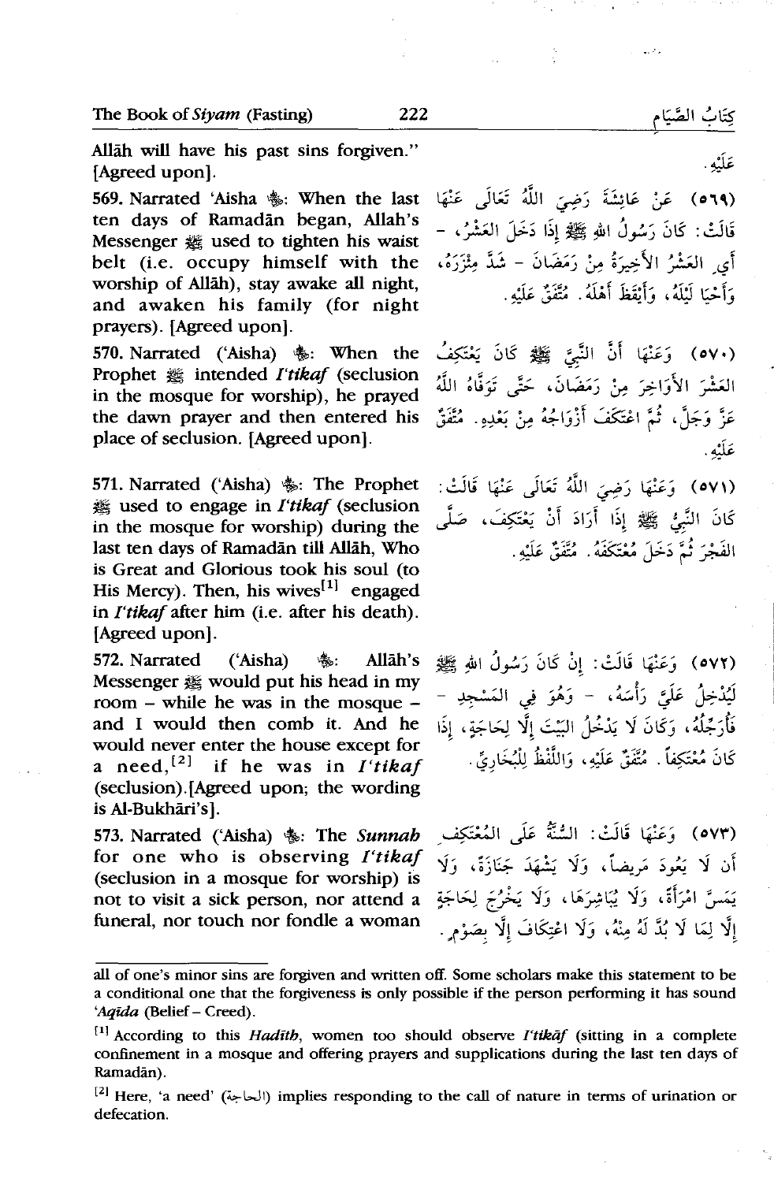Allāh will have his past sins forgiven." [Agreed upon].

عَلَيْهِ.

569. Narrated 'Aisha ﷺ: When the last ten days of Ramadān began, Allah's Messenger ﷺ used to tighten his waist belt (i.e. occupy himself with the worship of Allāh), stay awake all night, and awaken his family (for night prayers). [Agreed upon].

(٥٦٩) عَنْ عَائِشَةَ رَضِيَ اللَّهُ تَعَالَى عَنْهَا قَالَتْ: كَانَ رَسُولُ اللهِ ﷺ إِذَا دَخَلَ الْعَشْرُ، - أَيِ الْعَشْرُ الأَخِيرَةُ مِنْ رَمَضَانَ - شَدَّ مِئْزَرَهُ، وَأَحْيَا لَيْلَهُ، وَأَيْقَظَ أَهْلَهُ. مُتَّفَقٌ عَلَيْهِ.

570. Narrated ('Aisha) ﷺ: When the Prophet ﷺ intended *I'tikaf* (seclusion in the mosque for worship), he prayed the dawn prayer and then entered his place of seclusion. [Agreed upon].

(٥٧٠) وَعَنْهَا أَنَّ النَّبِيَّ ﷺ كَانَ يَعْتَكِفُ الْعَشْرَ الأَوَاخِرَ مِنْ رَمَضَانَ، حَتَّى تَوَفَّاهُ اللَّهُ عَزَّ وَجَلَّ، ثُمَّ اعْتَكَفَ أَزْوَاجُهُ مِنْ بَعْدِهِ. مُتَّفَقٌ عَلَيْهِ.

571. Narrated ('Aisha) ﷺ: The Prophet ﷺ used to engage in *I'tikaf* (seclusion in the mosque for worship) during the last ten days of Ramadān till Allāh, Who is Great and Glorious took his soul (to His Mercy). Then, his wives[1] engaged in *I'tikaf* after him (i.e. after his death). [Agreed upon].

(٥٧١) وَعَنْهَا رَضِيَ اللَّهُ تَعَالَى عَنْهَا قَالَتْ: كَانَ النَّبِيُّ ﷺ إِذَا أَرَادَ أَنْ يَعْتَكِفَ، صَلَّى الْفَجْرَ ثُمَّ دَخَلَ مُعْتَكَفَهُ. مُتَّفَقٌ عَلَيْهِ.

572. Narrated ('Aisha) ﷺ: Allāh's Messenger ﷺ would put his head in my room – while he was in the mosque – and I would then comb it. And he would never enter the house except for a need,[2] if he was in *I'tikaf* (seclusion).[Agreed upon; the wording is Al-Bukhāri's].

(٥٧٢) وَعَنْهَا قَالَتْ: إِنْ كَانَ رَسُولُ اللهِ ﷺ لَيُدْخِلُ عَلَيَّ رَأْسَهُ، - وَهُوَ فِي الْمَسْجِدِ - فَأُرَجِّلُهُ، وَكَانَ لَا يَدْخُلُ الْبَيْتَ إِلَّا لِحَاجَةٍ، إِذَا كَانَ مُعْتَكِفاً. مُتَّفَقٌ عَلَيْهِ، وَاللَّفْظُ لِلْبُخَارِيِّ.

573. Narrated ('Aisha) ﷺ: The *Sunnah* for one who is observing *I'tikaf* (seclusion in a mosque for worship) is not to visit a sick person, nor attend a funeral, nor touch nor fondle a woman

(٥٧٣) وَعَنْهَا قَالَتْ: السُّنَّةُ عَلَى الْمُعْتَكِفِ أَنْ لَا يَعُودَ مَرِيضاً، وَلَا يَشْهَدَ جَنَازَةً، وَلَا يَمَسَّ امْرَأَةً، وَلَا يُبَاشِرَهَا، وَلَا يَخْرُجَ لِحَاجَةٍ إِلَّا لِمَا لَا بُدَّ لَهُ مِنْهُ، وَلَا اعْتِكَافَ إِلَّا بِصَوْمٍ.

---

all of one's minor sins are forgiven and written off. Some scholars make this statement to be a conditional one that the forgiveness is only possible if the person performing it has sound *'Aqīda* (Belief – Creed).

[1] According to this *Hadīth*, women too should observe *I'tikāf* (sitting in a complete confinement in a mosque and offering prayers and supplications during the last ten days of Ramadān).

[2] Here, 'a need' (الحاجة) implies responding to the call of nature in terms of urination or defecation.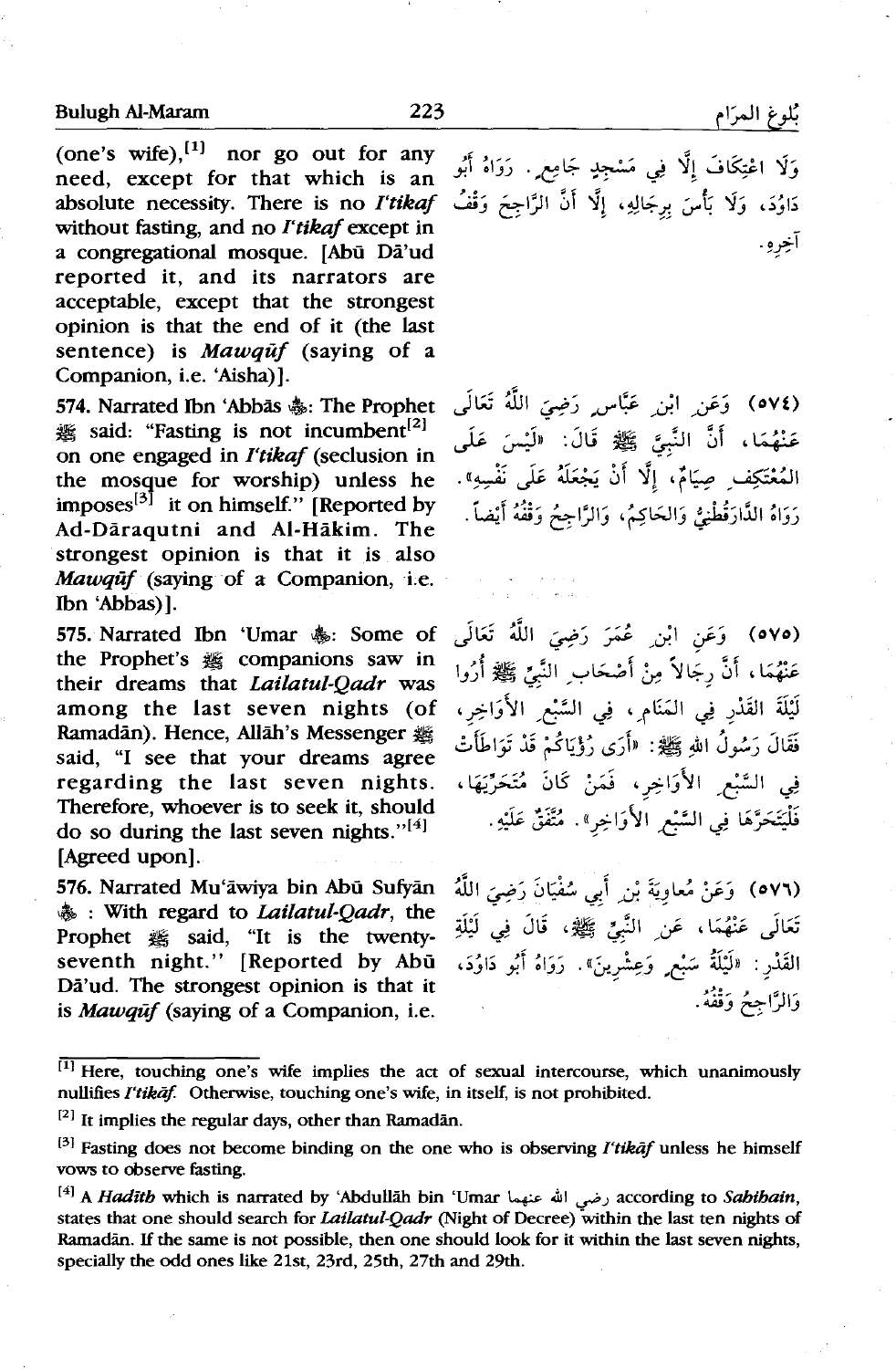(one's wife),[1] nor go out for any need, except for that which is an absolute necessity. There is no *I'tikaf* without fasting, and no *I'tikaf* except in a congregational mosque. [Abū Dā'ud reported it, and its narrators are acceptable, except that the strongest opinion is that the end of it (the last sentence) is *Mawqūf* (saying of a Companion, i.e. 'Aisha)].

وَلَا اعْتِكَافَ إِلَّا فِي مَسْجِدٍ جَامِعٍ. رَوَاهُ أَبُو دَاوُدَ، وَلَا بَأْسَ بِرِجَالِهِ، إِلَّا أَنَّ الرَّاجِحَ وَقْفُ آخِرِهِ.

**574.** Narrated Ibn 'Abbās ﷺ: The Prophet ﷺ said: "Fasting is not incumbent[2] on one engaged in *I'tikaf* (seclusion in the mosque for worship) unless he imposes[3] it on himself." [Reported by Ad-Dāraqutni and Al-Hākim. The strongest opinion is that it is also *Mawqūf* (saying of a Companion, i.e. Ibn 'Abbas)].

(٥٧٤) وَعَنِ ابْنِ عَبَّاسٍ رَضِيَ اللَّهُ تَعَالَى عَنْهُمَا، أَنَّ النَّبِيَّ ﷺ قَالَ: «لَيْسَ عَلَى الْمُعْتَكِفِ صِيَامٌ، إِلَّا أَنْ يَجْعَلَهُ عَلَى نَفْسِهِ». رَوَاهُ الدَّارَقُطْنِيُّ وَالحَاكِمُ، وَالرَّاجِحُ وَقْفُهُ أَيْضاً.

**575.** Narrated Ibn 'Umar ﷺ: Some of the Prophet's ﷺ companions saw in their dreams that *Lailatul-Qadr* was among the last seven nights (of Ramadān). Hence, Allāh's Messenger ﷺ said, "I see that your dreams agree regarding the last seven nights. Therefore, whoever is to seek it, should do so during the last seven nights."[4] [Agreed upon].

(٥٧٥) وَعَنِ ابْنِ عُمَرَ رَضِيَ اللَّهُ تَعَالَى عَنْهُمَا، أَنَّ رِجَالاً مِنْ أَصْحَابِ النَّبِيِّ ﷺ أُرُوا لَيْلَةَ الْقَدْرِ فِي الْمَنَامِ، فِي السَّبْعِ الأَوَاخِرِ، فَقَالَ رَسُولُ اللهِ ﷺ: «أَرَى رُؤْيَاكُمْ قَدْ تَوَاطَأَتْ فِي السَّبْعِ الأَوَاخِرِ، فَمَنْ كَانَ مُتَحَرِّيَهَا، فَلْيَتَحَرَّهَا فِي السَّبْعِ الأَوَاخِرِ». مُتَّفَقٌ عَلَيْهِ.

**576.** Narrated Mu'āwiya bin Abū Sufyān ﷺ: With regard to *Lailatul-Qadr*, the Prophet ﷺ said, "It is the twenty-seventh night." [Reported by Abū Dā'ud. The strongest opinion is that it is *Mawqūf* (saying of a Companion, i.e.

(٥٧٦) وَعَنْ مُعَاوِيَةَ بْنِ أَبِي سُفْيَانَ رَضِيَ اللَّهُ تَعَالَى عَنْهُمَا، عَنِ النَّبِيِّ ﷺ، قَالَ فِي لَيْلَةِ الْقَدْرِ: «لَيْلَةُ سَبْعٍ وَعِشْرِينَ». رَوَاهُ أَبُو دَاوُدَ، وَالرَّاجِحُ وَقْفُهُ.

---

[1] Here, touching one's wife implies the act of sexual intercourse, which unanimously nullifies *I'tikāf*. Otherwise, touching one's wife, in itself, is not prohibited.

[2] It implies the regular days, other than Ramadān.

[3] Fasting does not become binding on the one who is observing *I'tikāf* unless he himself vows to observe fasting.

[4] A *Hadīth* which is narrated by 'Abdullāh bin 'Umar رضي الله عنهما according to *Sahihain*, states that one should search for *Lailatul-Qadr* (Night of Decree) within the last ten nights of Ramadān. If the same is not possible, then one should look for it within the last seven nights, specially the odd ones like 21st, 23rd, 25th, 27th and 29th.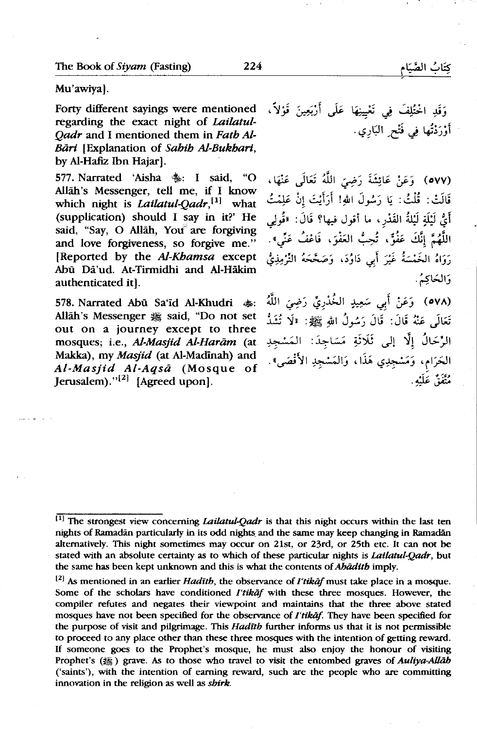Mu'awiya].

Forty different sayings were mentioned regarding the exact night of *Lailatul-Qadr* and I mentioned them in *Fath Al-Bāri* [Explanation of *Sahih Al-Bukhari*, by Al-Hafiz Ibn Hajar].

وَقَدِ اخْتُلِفَ فِي تَعْيِينِهَا عَلَى أَرْبَعِينَ قَوْلاً، أَوْرَدْتُهَا فِي فَتْحِ البَارِي.

577. Narrated 'Aisha ﵂: I said, "O Allāh's Messenger, tell me, if I know which night is *Lailatul-Qadr*,[1] what (supplication) should I say in it?' He said, "Say, O Allāh, You are forgiving and love forgiveness, so forgive me." [Reported by the *Al-Khamsa* except Abū Dā'ud. At-Tirmidhi and Al-Hākim authenticated it].

(٥٧٧) وَعَنْ عَائِشَةَ رَضِيَ اللَّهُ تَعَالَى عَنْهَا، قَالَتْ: قُلْتُ: يَا رَسُولَ اللهِ! أَرَأَيْتَ إِنْ عَلِمْتُ أَيُّ لَيْلَةٍ لَيْلَةُ القَدْرِ، ما أقول فيها؟ قَالَ: «قُولِي اللَّهُمَّ إِنَّكَ عَفُوٌّ، تُحِبُّ العَفْوَ، فَاعْفُ عَنِّي». رَوَاهُ الخَمْسَةُ غَيْرَ أَبِي دَاوُدَ، وَصَحَّحَهُ التِّرْمِذِيُّ وَالحَاكِمُ.

578. Narrated Abū Sa'īd Al-Khudri ﵁: Allāh's Messenger ﷺ said, "Do not set out on a journey except to three mosques; i.e., *Al-Masjid Al-Harām* (at Makka), my *Masjid* (at Al-Madīnah) and *Al-Masjid Al-Aqsā* (Mosque of Jerusalem)."[2] [Agreed upon].

(٥٧٨) وَعَنْ أَبِي سَعِيدٍ الخُدْرِيِّ رَضِيَ اللَّهُ تَعَالَى عَنْهُ قَالَ: قَالَ رَسُولُ اللهِ ﷺ: «لَا تُشَدُّ الرِّحَالُ إِلَّا إِلَى ثَلَاثَةِ مَسَاجِدَ: المَسْجِدِ الحَرَامِ، وَمَسْجِدِي هَذَا، وَالمَسْجِدِ الأَقْصَى». مُتَّفَقٌ عَلَيْهِ.

---

[1] The strongest view concerning *Lailatul-Qadr* is that this night occurs within the last ten nights of Ramadān particularly in its odd nights and the same may keep changing in Ramadān alternatively. This night sometimes may occur on 21st, or 23rd, or 25th etc. It can not be stated with an absolute certainty as to which of these particular nights is *Lailatul-Qadr*, but the same has been kept unknown and this is what the contents of *Ahādith* imply.

[2] As mentioned in an earlier *Hadīth*, the observance of *I'tikāf* must take place in a mosque. Some of the scholars have conditioned *I'tikāf* with these three mosques. However, the compiler refutes and negates their viewpoint and maintains that the three above stated mosques have not been specified for the observance of *I'tikāf*. They have been specified for the purpose of visit and pilgrimage. This *Hadīth* further informs us that it is not permissible to proceed to any place other than these three mosques with the intention of getting reward. If someone goes to the Prophet's mosque, he must also enjoy the honour of visiting Prophet's (ﷺ) grave. As to those who travel to visit the entombed graves of *Auliya-Allāh* ('saints'), with the intention of earning reward, such are the people who are committing innovation in the religion as well as *shirk*.